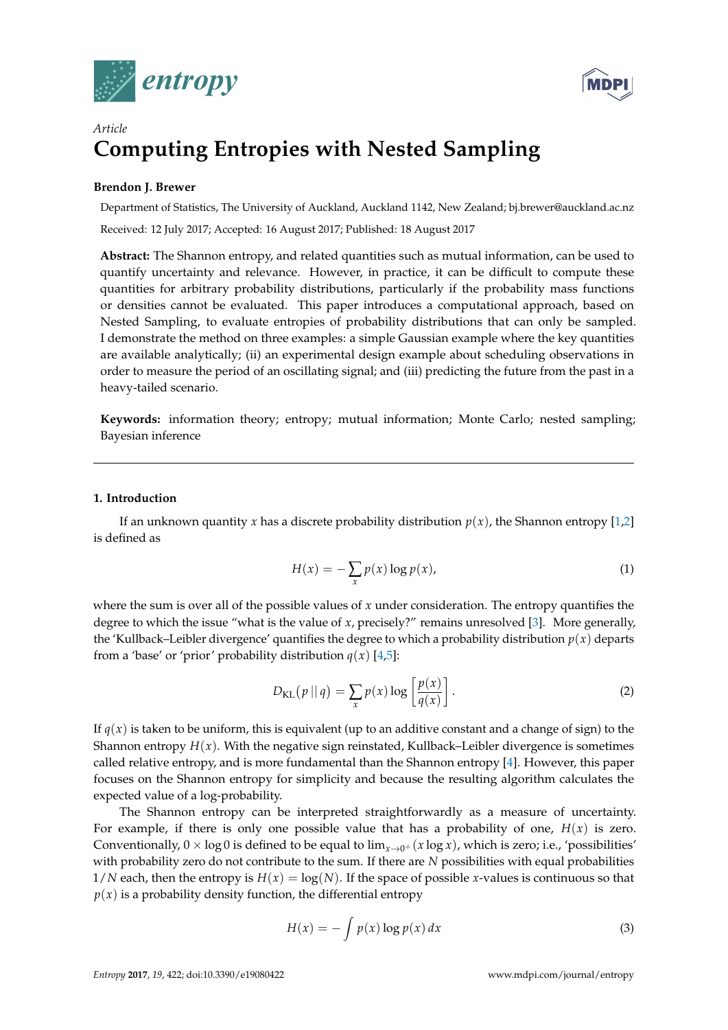*Article*

# Computing Entropies with Nested Sampling

**Brendon J. Brewer**

Department of Statistics, The University of Auckland, Auckland 1142, New Zealand; bj.brewer@auckland.ac.nz

Received: 12 July 2017; Accepted: 16 August 2017; Published: 18 August 2017

**Abstract:** The Shannon entropy, and related quantities such as mutual information, can be used to quantify uncertainty and relevance. However, in practice, it can be difficult to compute these quantities for arbitrary probability distributions, particularly if the probability mass functions or densities cannot be evaluated. This paper introduces a computational approach, based on Nested Sampling, to evaluate entropies of probability distributions that can only be sampled. I demonstrate the method on three examples: a simple Gaussian example where the key quantities are available analytically; (ii) an experimental design example about scheduling observations in order to measure the period of an oscillating signal; and (iii) predicting the future from the past in a heavy-tailed scenario.

**Keywords:** information theory; entropy; mutual information; Monte Carlo; nested sampling; Bayesian inference

---

## 1. Introduction

If an unknown quantity $x$ has a discrete probability distribution $p(x)$, the Shannon entropy [1,2] is defined as

$$H(x) = -\sum_{x} p(x) \log p(x), \tag{1}$$

where the sum is over all of the possible values of $x$ under consideration. The entropy quantifies the degree to which the issue "what is the value of $x$, precisely?" remains unresolved [3]. More generally, the 'Kullback–Leibler divergence' quantifies the degree to which a probability distribution $p(x)$ departs from a 'base' or 'prior' probability distribution $q(x)$ [4,5]:

$$D_{\mathrm{KL}}(p \,||\, q) = \sum_{x} p(x) \log \left[\frac{p(x)}{q(x)}\right]. \tag{2}$$

If $q(x)$ is taken to be uniform, this is equivalent (up to an additive constant and a change of sign) to the Shannon entropy $H(x)$. With the negative sign reinstated, Kullback–Leibler divergence is sometimes called relative entropy, and is more fundamental than the Shannon entropy [4]. However, this paper focuses on the Shannon entropy for simplicity and because the resulting algorithm calculates the expected value of a log-probability.

The Shannon entropy can be interpreted straightforwardly as a measure of uncertainty. For example, if there is only one possible value that has a probability of one, $H(x)$ is zero. Conventionally, $0 \times \log 0$ is defined to be equal to $\lim_{x \to 0^+} (x \log x)$, which is zero; i.e., 'possibilities' with probability zero do not contribute to the sum. If there are $N$ possibilities with equal probabilities $1/N$ each, then the entropy is $H(x) = \log(N)$. If the space of possible $x$-values is continuous so that $p(x)$ is a probability density function, the differential entropy

$$H(x) = -\int p(x) \log p(x) \, dx \tag{3}$$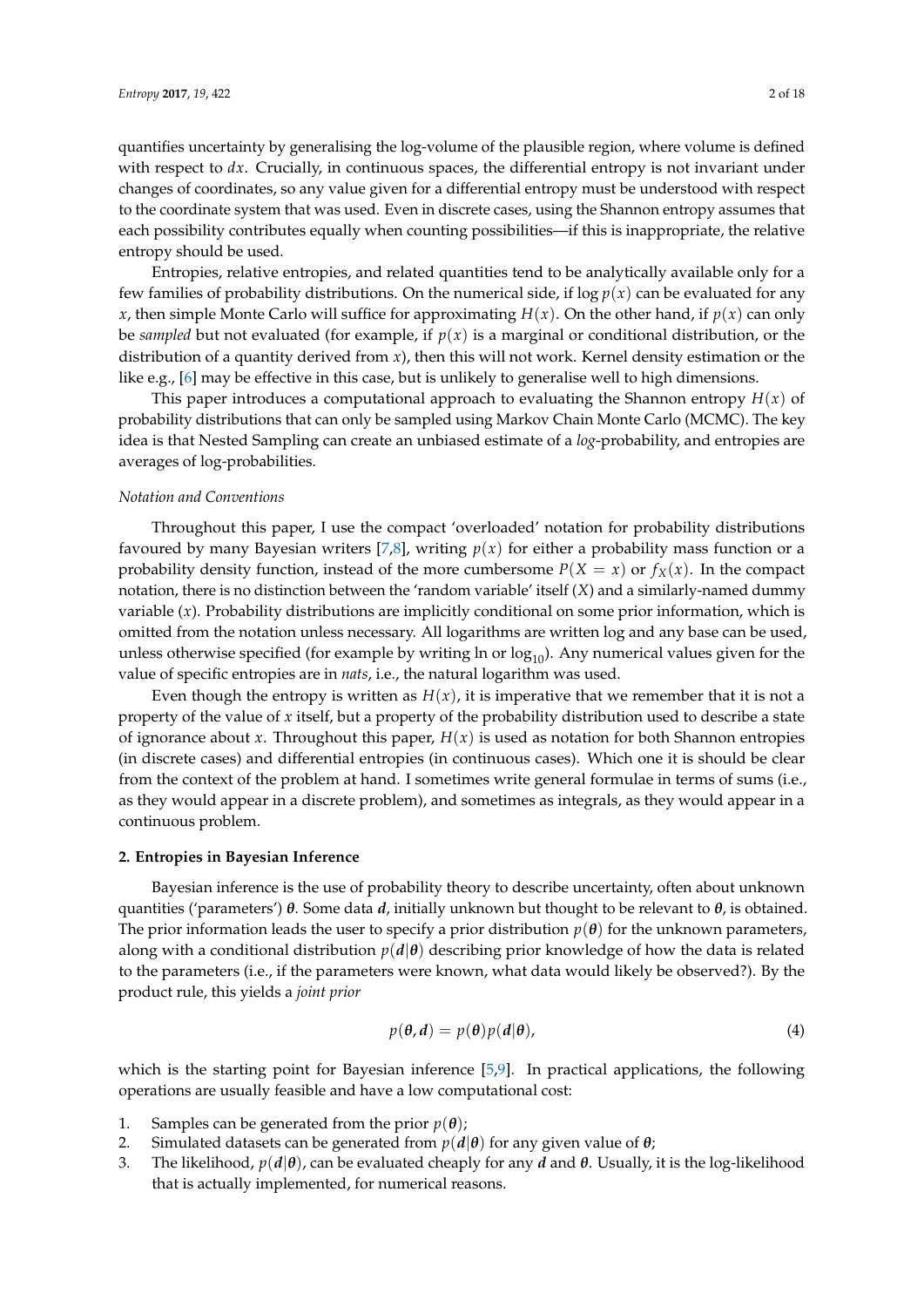quantifies uncertainty by generalising the log-volume of the plausible region, where volume is defined with respect to $dx$. Crucially, in continuous spaces, the differential entropy is not invariant under changes of coordinates, so any value given for a differential entropy must be understood with respect to the coordinate system that was used. Even in discrete cases, using the Shannon entropy assumes that each possibility contributes equally when counting possibilities—if this is inappropriate, the relative entropy should be used.

Entropies, relative entropies, and related quantities tend to be analytically available only for a few families of probability distributions. On the numerical side, if $\log p(x)$ can be evaluated for any $x$, then simple Monte Carlo will suffice for approximating $H(x)$. On the other hand, if $p(x)$ can only be *sampled* but not evaluated (for example, if $p(x)$ is a marginal or conditional distribution, or the distribution of a quantity derived from $x$), then this will not work. Kernel density estimation or the like e.g., [6] may be effective in this case, but is unlikely to generalise well to high dimensions.

This paper introduces a computational approach to evaluating the Shannon entropy $H(x)$ of probability distributions that can only be sampled using Markov Chain Monte Carlo (MCMC). The key idea is that Nested Sampling can create an unbiased estimate of a *log*-probability, and entropies are averages of log-probabilities.

*Notation and Conventions*

Throughout this paper, I use the compact 'overloaded' notation for probability distributions favoured by many Bayesian writers [7,8], writing $p(x)$ for either a probability mass function or a probability density function, instead of the more cumbersome $P(X = x)$ or $f_X(x)$. In the compact notation, there is no distinction between the 'random variable' itself ($X$) and a similarly-named dummy variable ($x$). Probability distributions are implicitly conditional on some prior information, which is omitted from the notation unless necessary. All logarithms are written log and any base can be used, unless otherwise specified (for example by writing ln or $\log_{10}$). Any numerical values given for the value of specific entropies are in *nats*, i.e., the natural logarithm was used.

Even though the entropy is written as $H(x)$, it is imperative that we remember that it is not a property of the value of $x$ itself, but a property of the probability distribution used to describe a state of ignorance about $x$. Throughout this paper, $H(x)$ is used as notation for both Shannon entropies (in discrete cases) and differential entropies (in continuous cases). Which one it is should be clear from the context of the problem at hand. I sometimes write general formulae in terms of sums (i.e., as they would appear in a discrete problem), and sometimes as integrals, as they would appear in a continuous problem.

## 2. Entropies in Bayesian Inference

Bayesian inference is the use of probability theory to describe uncertainty, often about unknown quantities ('parameters') $\boldsymbol{\theta}$. Some data $\boldsymbol{d}$, initially unknown but thought to be relevant to $\boldsymbol{\theta}$, is obtained. The prior information leads the user to specify a prior distribution $p(\boldsymbol{\theta})$ for the unknown parameters, along with a conditional distribution $p(\boldsymbol{d}|\boldsymbol{\theta})$ describing prior knowledge of how the data is related to the parameters (i.e., if the parameters were known, what data would likely be observed?). By the product rule, this yields a *joint prior*

$$p(\boldsymbol{\theta}, \boldsymbol{d}) = p(\boldsymbol{\theta})p(\boldsymbol{d}|\boldsymbol{\theta}), \tag{4}$$

which is the starting point for Bayesian inference [5,9]. In practical applications, the following operations are usually feasible and have a low computational cost:

1. Samples can be generated from the prior $p(\boldsymbol{\theta})$;
2. Simulated datasets can be generated from $p(\boldsymbol{d}|\boldsymbol{\theta})$ for any given value of $\boldsymbol{\theta}$;
3. The likelihood, $p(\boldsymbol{d}|\boldsymbol{\theta})$, can be evaluated cheaply for any $\boldsymbol{d}$ and $\boldsymbol{\theta}$. Usually, it is the log-likelihood that is actually implemented, for numerical reasons.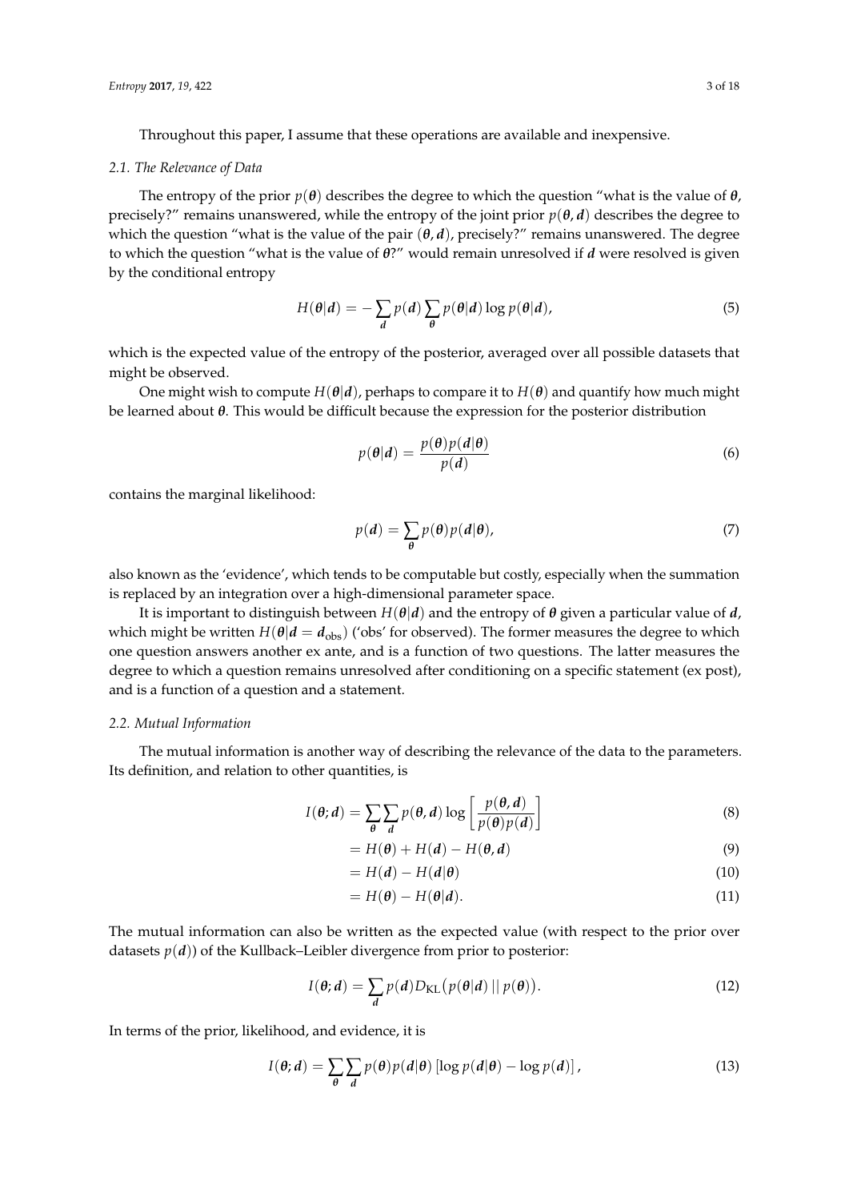Throughout this paper, I assume that these operations are available and inexpensive.

### 2.1. The Relevance of Data

The entropy of the prior $p(\boldsymbol{\theta})$ describes the degree to which the question "what is the value of $\boldsymbol{\theta}$, precisely?" remains unanswered, while the entropy of the joint prior $p(\boldsymbol{\theta}, \boldsymbol{d})$ describes the degree to which the question "what is the value of the pair $(\boldsymbol{\theta}, \boldsymbol{d})$, precisely?" remains unanswered. The degree to which the question "what is the value of $\boldsymbol{\theta}$?" would remain unresolved if $\boldsymbol{d}$ were resolved is given by the conditional entropy

$$H(\boldsymbol{\theta}|\boldsymbol{d}) = -\sum_{\boldsymbol{d}} p(\boldsymbol{d}) \sum_{\boldsymbol{\theta}} p(\boldsymbol{\theta}|\boldsymbol{d}) \log p(\boldsymbol{\theta}|\boldsymbol{d}), \tag{5}$$

which is the expected value of the entropy of the posterior, averaged over all possible datasets that might be observed.

One might wish to compute $H(\boldsymbol{\theta}|\boldsymbol{d})$, perhaps to compare it to $H(\boldsymbol{\theta})$ and quantify how much might be learned about $\boldsymbol{\theta}$. This would be difficult because the expression for the posterior distribution

$$p(\boldsymbol{\theta}|\boldsymbol{d}) = \frac{p(\boldsymbol{\theta})p(\boldsymbol{d}|\boldsymbol{\theta})}{p(\boldsymbol{d})} \tag{6}$$

contains the marginal likelihood:

$$p(\boldsymbol{d}) = \sum_{\boldsymbol{\theta}} p(\boldsymbol{\theta})p(\boldsymbol{d}|\boldsymbol{\theta}), \tag{7}$$

also known as the 'evidence', which tends to be computable but costly, especially when the summation is replaced by an integration over a high-dimensional parameter space.

It is important to distinguish between $H(\boldsymbol{\theta}|\boldsymbol{d})$ and the entropy of $\boldsymbol{\theta}$ given a particular value of $\boldsymbol{d}$, which might be written $H(\boldsymbol{\theta}|\boldsymbol{d} = \boldsymbol{d}_{\text{obs}})$ ('obs' for observed). The former measures the degree to which one question answers another ex ante, and is a function of two questions. The latter measures the degree to which a question remains unresolved after conditioning on a specific statement (ex post), and is a function of a question and a statement.

### 2.2. Mutual Information

The mutual information is another way of describing the relevance of the data to the parameters. Its definition, and relation to other quantities, is

$$I(\boldsymbol{\theta}; \boldsymbol{d}) = \sum_{\boldsymbol{\theta}} \sum_{\boldsymbol{d}} p(\boldsymbol{\theta}, \boldsymbol{d}) \log \left[ \frac{p(\boldsymbol{\theta}, \boldsymbol{d})}{p(\boldsymbol{\theta})p(\boldsymbol{d})} \right] \tag{8}$$

$$= H(\boldsymbol{\theta}) + H(\boldsymbol{d}) - H(\boldsymbol{\theta}, \boldsymbol{d}) \tag{9}$$

$$= H(\boldsymbol{d}) - H(\boldsymbol{d}|\boldsymbol{\theta}) \tag{10}$$

$$= H(\boldsymbol{\theta}) - H(\boldsymbol{\theta}|\boldsymbol{d}). \tag{11}$$

The mutual information can also be written as the expected value (with respect to the prior over datasets $p(\boldsymbol{d})$) of the Kullback–Leibler divergence from prior to posterior:

$$I(\boldsymbol{\theta}; \boldsymbol{d}) = \sum_{\boldsymbol{d}} p(\boldsymbol{d}) D_{\text{KL}}\big(p(\boldsymbol{\theta}|\boldsymbol{d}) \,||\, p(\boldsymbol{\theta})\big). \tag{12}$$

In terms of the prior, likelihood, and evidence, it is

$$I(\boldsymbol{\theta}; \boldsymbol{d}) = \sum_{\boldsymbol{\theta}} \sum_{\boldsymbol{d}} p(\boldsymbol{\theta})p(\boldsymbol{d}|\boldsymbol{\theta}) \left[ \log p(\boldsymbol{d}|\boldsymbol{\theta}) - \log p(\boldsymbol{d}) \right], \tag{13}$$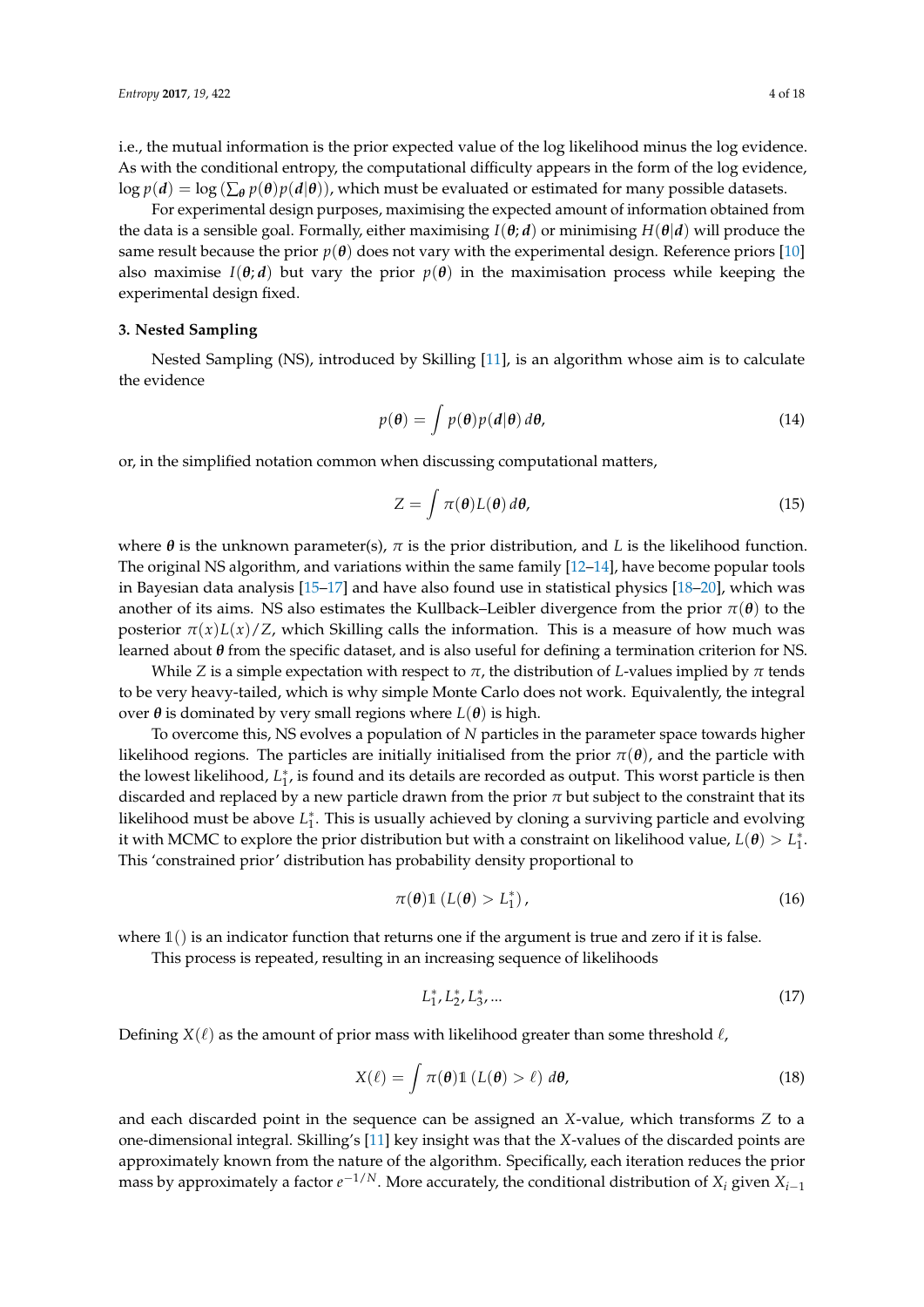i.e., the mutual information is the prior expected value of the log likelihood minus the log evidence. As with the conditional entropy, the computational difficulty appears in the form of the log evidence, $\log p(\boldsymbol{d}) = \log\left(\sum_{\boldsymbol{\theta}} p(\boldsymbol{\theta})p(\boldsymbol{d}|\boldsymbol{\theta})\right)$, which must be evaluated or estimated for many possible datasets.

For experimental design purposes, maximising the expected amount of information obtained from the data is a sensible goal. Formally, either maximising $I(\boldsymbol{\theta};\boldsymbol{d})$ or minimising $H(\boldsymbol{\theta}|\boldsymbol{d})$ will produce the same result because the prior $p(\boldsymbol{\theta})$ does not vary with the experimental design. Reference priors [10] also maximise $I(\boldsymbol{\theta};\boldsymbol{d})$ but vary the prior $p(\boldsymbol{\theta})$ in the maximisation process while keeping the experimental design fixed.

### 3. Nested Sampling

Nested Sampling (NS), introduced by Skilling [11], is an algorithm whose aim is to calculate the evidence

$$p(\boldsymbol{\theta}) = \int p(\boldsymbol{\theta})p(\boldsymbol{d}|\boldsymbol{\theta})\,d\boldsymbol{\theta}, \tag{14}$$

or, in the simplified notation common when discussing computational matters,

$$Z = \int \pi(\boldsymbol{\theta})L(\boldsymbol{\theta})\,d\boldsymbol{\theta}, \tag{15}$$

where $\boldsymbol{\theta}$ is the unknown parameter(s), $\pi$ is the prior distribution, and $L$ is the likelihood function. The original NS algorithm, and variations within the same family [12–14], have become popular tools in Bayesian data analysis [15–17] and have also found use in statistical physics [18–20], which was another of its aims. NS also estimates the Kullback–Leibler divergence from the prior $\pi(\boldsymbol{\theta})$ to the posterior $\pi(x)L(x)/Z$, which Skilling calls the information. This is a measure of how much was learned about $\boldsymbol{\theta}$ from the specific dataset, and is also useful for defining a termination criterion for NS.

While $Z$ is a simple expectation with respect to $\pi$, the distribution of $L$-values implied by $\pi$ tends to be very heavy-tailed, which is why simple Monte Carlo does not work. Equivalently, the integral over $\boldsymbol{\theta}$ is dominated by very small regions where $L(\boldsymbol{\theta})$ is high.

To overcome this, NS evolves a population of $N$ particles in the parameter space towards higher likelihood regions. The particles are initially initialised from the prior $\pi(\boldsymbol{\theta})$, and the particle with the lowest likelihood, $L_1^*$, is found and its details are recorded as output. This worst particle is then discarded and replaced by a new particle drawn from the prior $\pi$ but subject to the constraint that its likelihood must be above $L_1^*$. This is usually achieved by cloning a surviving particle and evolving it with MCMC to explore the prior distribution but with a constraint on likelihood value, $L(\boldsymbol{\theta}) > L_1^*$. This 'constrained prior' distribution has probability density proportional to

$$\pi(\boldsymbol{\theta})\mathbb{1}\left(L(\boldsymbol{\theta}) > L_1^*\right), \tag{16}$$

where $\mathbb{1}()$ is an indicator function that returns one if the argument is true and zero if it is false.

This process is repeated, resulting in an increasing sequence of likelihoods

$$L_1^*, L_2^*, L_3^*, \ldots \tag{17}$$

Defining $X(\ell)$ as the amount of prior mass with likelihood greater than some threshold $\ell$,

$$X(\ell) = \int \pi(\boldsymbol{\theta})\mathbb{1}\left(L(\boldsymbol{\theta}) > \ell\right)\,d\boldsymbol{\theta}, \tag{18}$$

and each discarded point in the sequence can be assigned an $X$-value, which transforms $Z$ to a one-dimensional integral. Skilling's [11] key insight was that the $X$-values of the discarded points are approximately known from the nature of the algorithm. Specifically, each iteration reduces the prior mass by approximately a factor $e^{-1/N}$. More accurately, the conditional distribution of $X_i$ given $X_{i-1}$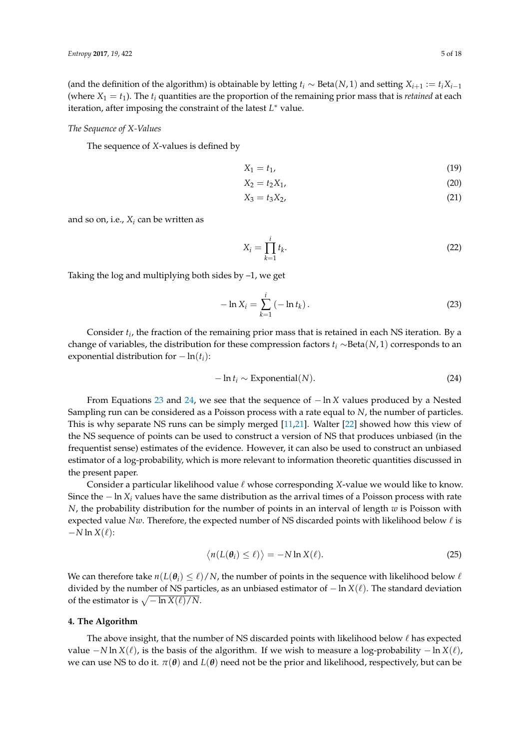(and the definition of the algorithm) is obtainable by letting $t_i \sim \text{Beta}(N, 1)$ and setting $X_{i+1} := t_i X_{i-1}$ (where $X_1 = t_1$). The $t_i$ quantities are the proportion of the remaining prior mass that is *retained* at each iteration, after imposing the constraint of the latest $L^*$ value.

*The Sequence of X-Values*

The sequence of $X$-values is defined by

$$X_1 = t_1, \tag{19}$$

$$X_2 = t_2 X_1, \tag{20}$$

$$X_3 = t_3 X_2, \tag{21}$$

and so on, i.e., $X_i$ can be written as

$$X_i = \prod_{k=1}^{i} t_k. \tag{22}$$

Taking the log and multiplying both sides by –1, we get

$$-\ln X_i = \sum_{k=1}^{i} \left(-\ln t_k\right). \tag{23}$$

Consider $t_i$, the fraction of the remaining prior mass that is retained in each NS iteration. By a change of variables, the distribution for these compression factors $t_i \sim$Beta$(N, 1)$ corresponds to an exponential distribution for $-\ln(t_i)$:

$$-\ln t_i \sim \text{Exponential}(N). \tag{24}$$

From Equations 23 and 24, we see that the sequence of $-\ln X$ values produced by a Nested Sampling run can be considered as a Poisson process with a rate equal to $N$, the number of particles. This is why separate NS runs can be simply merged [11,21]. Walter [22] showed how this view of the NS sequence of points can be used to construct a version of NS that produces unbiased (in the frequentist sense) estimates of the evidence. However, it can also be used to construct an unbiased estimator of a log-probability, which is more relevant to information theoretic quantities discussed in the present paper.

Consider a particular likelihood value $\ell$ whose corresponding $X$-value we would like to know. Since the $-\ln X_i$ values have the same distribution as the arrival times of a Poisson process with rate $N$, the probability distribution for the number of points in an interval of length $w$ is Poisson with expected value $Nw$. Therefore, the expected number of NS discarded points with likelihood below $\ell$ is $-N \ln X(\ell)$:

$$\left\langle n(L(\boldsymbol{\theta}_i) \leq \ell)\right\rangle = -N \ln X(\ell). \tag{25}$$

We can therefore take $n(L(\boldsymbol{\theta}_i) \leq \ell)/N$, the number of points in the sequence with likelihood below $\ell$ divided by the number of NS particles, as an unbiased estimator of $-\ln X(\ell)$. The standard deviation of the estimator is $\sqrt{-\ln X(\ell)/N}$.

## 4. The Algorithm

The above insight, that the number of NS discarded points with likelihood below $\ell$ has expected value $-N \ln X(\ell)$, is the basis of the algorithm. If we wish to measure a log-probability $-\ln X(\ell)$, we can use NS to do it. $\pi(\boldsymbol{\theta})$ and $L(\boldsymbol{\theta})$ need not be the prior and likelihood, respectively, but can be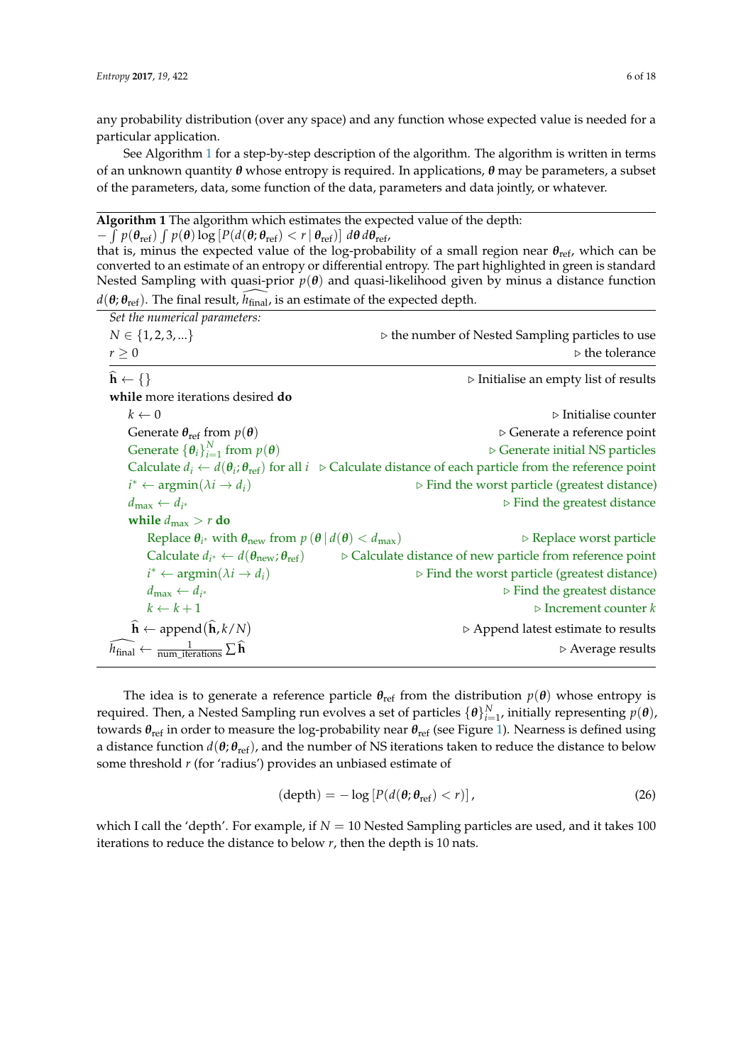any probability distribution (over any space) and any function whose expected value is needed for a particular application.

See Algorithm 1 for a step-by-step description of the algorithm. The algorithm is written in terms of an unknown quantity $\boldsymbol{\theta}$ whose entropy is required. In applications, $\boldsymbol{\theta}$ may be parameters, a subset of the parameters, data, some function of the data, parameters and data jointly, or whatever.

---

**Algorithm 1** The algorithm which estimates the expected value of the depth:
$-\int p(\boldsymbol{\theta}_{\text{ref}}) \int p(\boldsymbol{\theta}) \log\left[P(d(\boldsymbol{\theta}; \boldsymbol{\theta}_{\text{ref}}) < r \,|\, \boldsymbol{\theta}_{\text{ref}})\right] d\boldsymbol{\theta}\, d\boldsymbol{\theta}_{\text{ref}}$,
that is, minus the expected value of the log-probability of a small region near $\boldsymbol{\theta}_{\text{ref}}$, which can be converted to an estimate of an entropy or differential entropy. The part highlighted in green is standard Nested Sampling with quasi-prior $p(\boldsymbol{\theta})$ and quasi-likelihood given by minus a distance function $d(\boldsymbol{\theta}; \boldsymbol{\theta}_{\text{ref}})$. The final result, $\widehat{h_{\text{final}}}$, is an estimate of the expected depth.

*Set the numerical parameters:*

```
N ∈ {1,2,3,...}                                          ▷ the number of Nested Sampling particles to use
r ≥ 0                                                    ▷ the tolerance
─────────────────────────────────────────────────────────────────────────────
ĥ ← {}                                                   ▷ Initialise an empty list of results
while more iterations desired do
    k ← 0                                                ▷ Initialise counter
    Generate θ_ref from p(θ)                             ▷ Generate a reference point
    Generate {θ_i}_{i=1}^N from p(θ)                     ▷ Generate initial NS particles
    Calculate d_i ← d(θ_i; θ_ref) for all i              ▷ Calculate distance of each particle from the reference point
    i* ← argmin(λi → d_i)                                ▷ Find the worst particle (greatest distance)
    d_max ← d_{i*}                                       ▷ Find the greatest distance
    while d_max > r do
        Replace θ_{i*} with θ_new from p(θ | d(θ) < d_max)   ▷ Replace worst particle
        Calculate d_{i*} ← d(θ_new; θ_ref)               ▷ Calculate distance of new particle from reference point
        i* ← argmin(λi → d_i)                            ▷ Find the worst particle (greatest distance)
        d_max ← d_{i*}                                   ▷ Find the greatest distance
        k ← k + 1                                        ▷ Increment counter k
    ĥ ← append(ĥ, k/N)                                   ▷ Append latest estimate to results
ĥ_final ← (1/num_iterations) Σ ĥ                         ▷ Average results
```

---

The idea is to generate a reference particle $\boldsymbol{\theta}_{\text{ref}}$ from the distribution $p(\boldsymbol{\theta})$ whose entropy is required. Then, a Nested Sampling run evolves a set of particles $\{\boldsymbol{\theta}\}_{i=1}^{N}$, initially representing $p(\boldsymbol{\theta})$, towards $\boldsymbol{\theta}_{\text{ref}}$ in order to measure the log-probability near $\boldsymbol{\theta}_{\text{ref}}$ (see Figure 1). Nearness is defined using a distance function $d(\boldsymbol{\theta}; \boldsymbol{\theta}_{\text{ref}})$, and the number of NS iterations taken to reduce the distance to below some threshold $r$ (for 'radius') provides an unbiased estimate of

$$(\text{depth}) = -\log\left[P(d(\boldsymbol{\theta}; \boldsymbol{\theta}_{\text{ref}}) < r)\right], \tag{26}$$

which I call the 'depth'. For example, if $N = 10$ Nested Sampling particles are used, and it takes 100 iterations to reduce the distance to below $r$, then the depth is 10 nats.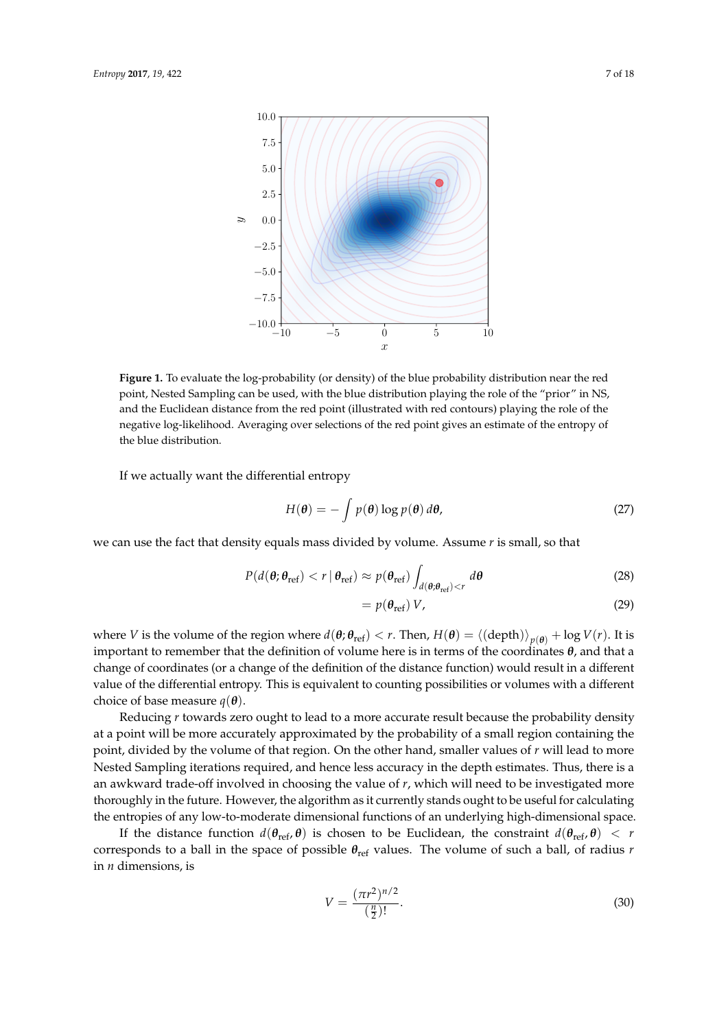**Figure 1.** To evaluate the log-probability (or density) of the blue probability distribution near the red point, Nested Sampling can be used, with the blue distribution playing the role of the "prior" in NS, and the Euclidean distance from the red point (illustrated with red contours) playing the role of the negative log-likelihood. Averaging over selections of the red point gives an estimate of the entropy of the blue distribution.

If we actually want the differential entropy

$$H(\boldsymbol{\theta}) = -\int p(\boldsymbol{\theta}) \log p(\boldsymbol{\theta}) \, d\boldsymbol{\theta}, \tag{27}$$

we can use the fact that density equals mass divided by volume. Assume $r$ is small, so that

$$P(d(\boldsymbol{\theta}; \boldsymbol{\theta}_{\text{ref}}) < r \,|\, \boldsymbol{\theta}_{\text{ref}}) \approx p(\boldsymbol{\theta}_{\text{ref}}) \int_{d(\boldsymbol{\theta}; \boldsymbol{\theta}_{\text{ref}}) < r} d\boldsymbol{\theta} \tag{28}$$

$$= p(\boldsymbol{\theta}_{\text{ref}}) \, V, \tag{29}$$

where $V$ is the volume of the region where $d(\boldsymbol{\theta}; \boldsymbol{\theta}_{\text{ref}}) < r$. Then, $H(\boldsymbol{\theta}) = \langle(\text{depth})\rangle_{p(\boldsymbol{\theta})} + \log V(r)$. It is important to remember that the definition of volume here is in terms of the coordinates $\boldsymbol{\theta}$, and that a change of coordinates (or a change of the definition of the distance function) would result in a different value of the differential entropy. This is equivalent to counting possibilities or volumes with a different choice of base measure $q(\boldsymbol{\theta})$.

Reducing $r$ towards zero ought to lead to a more accurate result because the probability density at a point will be more accurately approximated by the probability of a small region containing the point, divided by the volume of that region. On the other hand, smaller values of $r$ will lead to more Nested Sampling iterations required, and hence less accuracy in the depth estimates. Thus, there is a an awkward trade-off involved in choosing the value of $r$, which will need to be investigated more thoroughly in the future. However, the algorithm as it currently stands ought to be useful for calculating the entropies of any low-to-moderate dimensional functions of an underlying high-dimensional space.

If the distance function $d(\boldsymbol{\theta}_{\text{ref}}, \boldsymbol{\theta})$ is chosen to be Euclidean, the constraint $d(\boldsymbol{\theta}_{\text{ref}}, \boldsymbol{\theta}) < r$ corresponds to a ball in the space of possible $\boldsymbol{\theta}_{\text{ref}}$ values. The volume of such a ball, of radius $r$ in $n$ dimensions, is

$$V = \frac{(\pi r^2)^{n/2}}{\left(\frac{n}{2}\right)!}. \tag{30}$$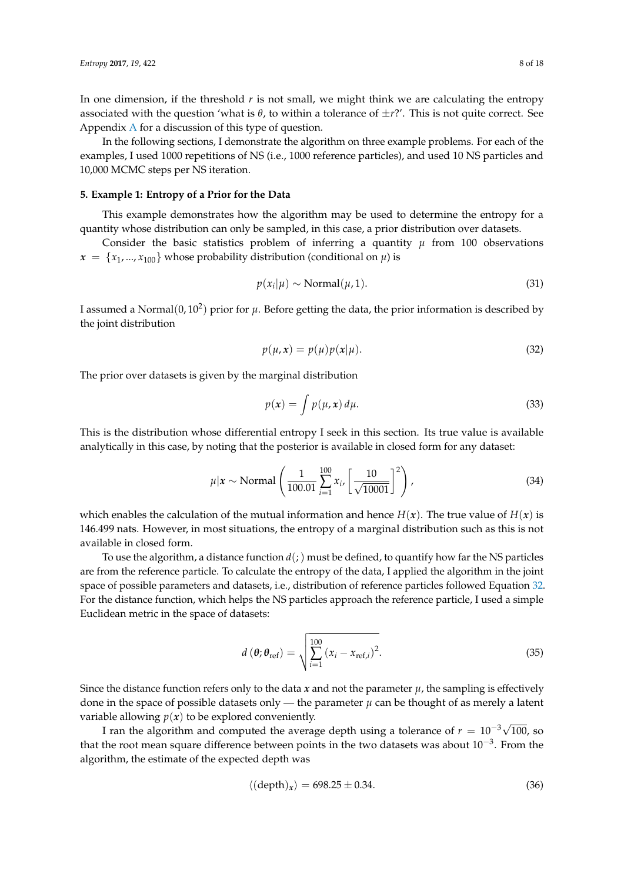In one dimension, if the threshold $r$ is not small, we might think we are calculating the entropy associated with the question 'what is $\theta$, to within a tolerance of $\pm r$?'. This is not quite correct. See Appendix A for a discussion of this type of question.

In the following sections, I demonstrate the algorithm on three example problems. For each of the examples, I used 1000 repetitions of NS (i.e., 1000 reference particles), and used 10 NS particles and 10,000 MCMC steps per NS iteration.

## 5. Example 1: Entropy of a Prior for the Data

This example demonstrates how the algorithm may be used to determine the entropy for a quantity whose distribution can only be sampled, in this case, a prior distribution over datasets.

Consider the basic statistics problem of inferring a quantity $\mu$ from 100 observations $\boldsymbol{x} = \{x_1, ..., x_{100}\}$ whose probability distribution (conditional on $\mu$) is

$$p(x_i|\mu) \sim \text{Normal}(\mu, 1). \tag{31}$$

I assumed a $\text{Normal}(0, 10^2)$ prior for $\mu$. Before getting the data, the prior information is described by the joint distribution

$$p(\mu, \boldsymbol{x}) = p(\mu)p(\boldsymbol{x}|\mu). \tag{32}$$

The prior over datasets is given by the marginal distribution

$$p(\boldsymbol{x}) = \int p(\mu, \boldsymbol{x})\, d\mu. \tag{33}$$

This is the distribution whose differential entropy I seek in this section. Its true value is available analytically in this case, by noting that the posterior is available in closed form for any dataset:

$$\mu|\boldsymbol{x} \sim \text{Normal}\left(\frac{1}{100.01}\sum_{i=1}^{100} x_i, \left[\frac{10}{\sqrt{10001}}\right]^2\right), \tag{34}$$

which enables the calculation of the mutual information and hence $H(\boldsymbol{x})$. The true value of $H(\boldsymbol{x})$ is 146.499 nats. However, in most situations, the entropy of a marginal distribution such as this is not available in closed form.

To use the algorithm, a distance function $d(;)$ must be defined, to quantify how far the NS particles are from the reference particle. To calculate the entropy of the data, I applied the algorithm in the joint space of possible parameters and datasets, i.e., distribution of reference particles followed Equation 32. For the distance function, which helps the NS particles approach the reference particle, I used a simple Euclidean metric in the space of datasets:

$$d\left(\boldsymbol{\theta}; \boldsymbol{\theta}_{\text{ref}}\right) = \sqrt{\sum_{i=1}^{100}\left(x_i - x_{\text{ref},i}\right)^2}. \tag{35}$$

Since the distance function refers only to the data $\boldsymbol{x}$ and not the parameter $\mu$, the sampling is effectively done in the space of possible datasets only — the parameter $\mu$ can be thought of as merely a latent variable allowing $p(\boldsymbol{x})$ to be explored conveniently.

I ran the algorithm and computed the average depth using a tolerance of $r = 10^{-3}\sqrt{100}$, so that the root mean square difference between points in the two datasets was about $10^{-3}$. From the algorithm, the estimate of the expected depth was

$$\langle(\text{depth})_{\boldsymbol{x}}\rangle = 698.25 \pm 0.34. \tag{36}$$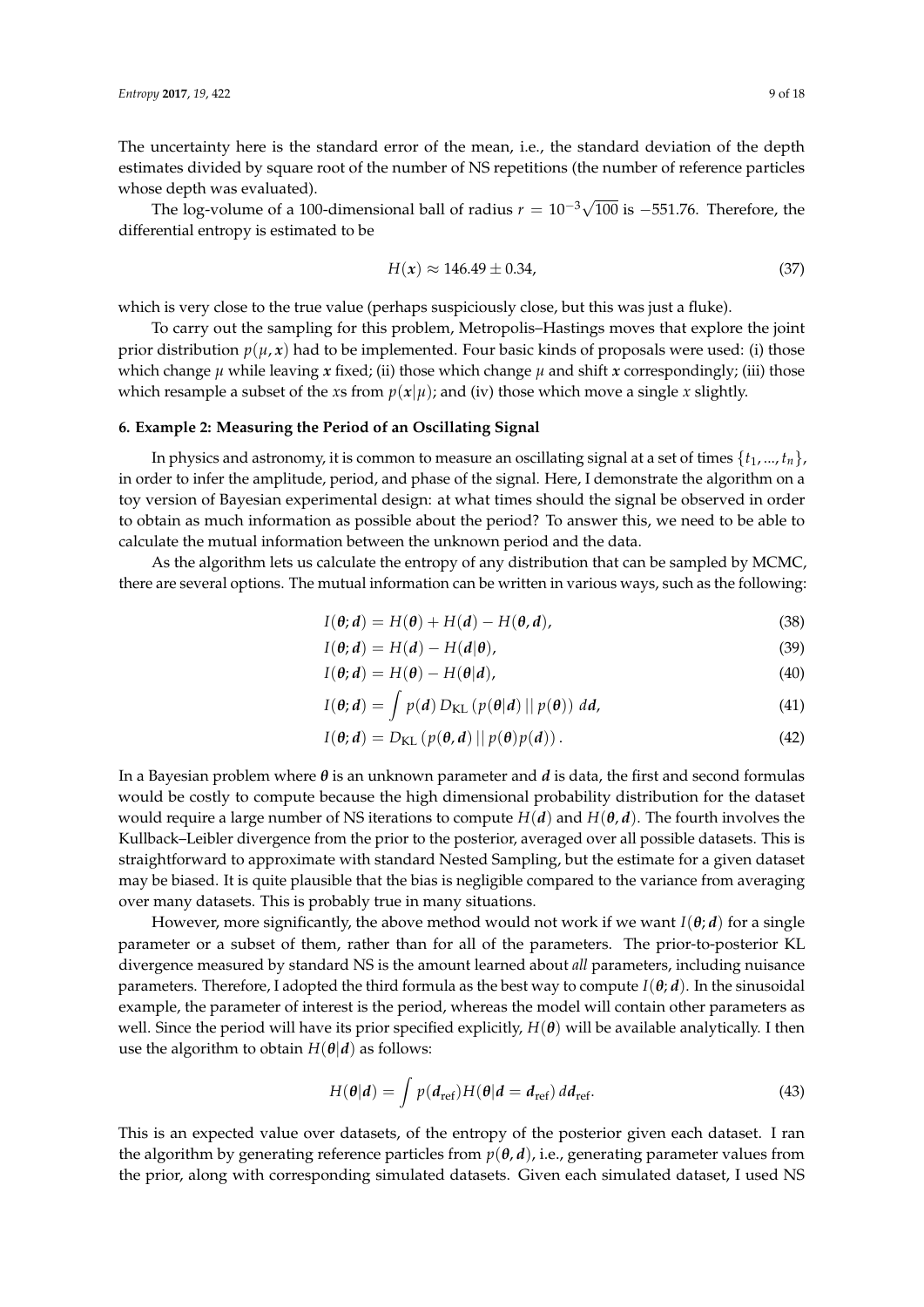The uncertainty here is the standard error of the mean, i.e., the standard deviation of the depth estimates divided by square root of the number of NS repetitions (the number of reference particles whose depth was evaluated).

The log-volume of a 100-dimensional ball of radius $r = 10^{-3}\sqrt{100}$ is $-551.76$. Therefore, the differential entropy is estimated to be

$$H(\boldsymbol{x}) \approx 146.49 \pm 0.34, \tag{37}$$

which is very close to the true value (perhaps suspiciously close, but this was just a fluke).

To carry out the sampling for this problem, Metropolis–Hastings moves that explore the joint prior distribution $p(\mu, \boldsymbol{x})$ had to be implemented. Four basic kinds of proposals were used: (i) those which change $\mu$ while leaving $\boldsymbol{x}$ fixed; (ii) those which change $\mu$ and shift $\boldsymbol{x}$ correspondingly; (iii) those which resample a subset of the $x$s from $p(\boldsymbol{x}|\mu)$; and (iv) those which move a single $x$ slightly.

## 6. Example 2: Measuring the Period of an Oscillating Signal

In physics and astronomy, it is common to measure an oscillating signal at a set of times $\{t_1, ..., t_n\}$, in order to infer the amplitude, period, and phase of the signal. Here, I demonstrate the algorithm on a toy version of Bayesian experimental design: at what times should the signal be observed in order to obtain as much information as possible about the period? To answer this, we need to be able to calculate the mutual information between the unknown period and the data.

As the algorithm lets us calculate the entropy of any distribution that can be sampled by MCMC, there are several options. The mutual information can be written in various ways, such as the following:

$$I(\boldsymbol{\theta}; \boldsymbol{d}) = H(\boldsymbol{\theta}) + H(\boldsymbol{d}) - H(\boldsymbol{\theta}, \boldsymbol{d}), \tag{38}$$

$$I(\boldsymbol{\theta}; \boldsymbol{d}) = H(\boldsymbol{d}) - H(\boldsymbol{d}|\boldsymbol{\theta}), \tag{39}$$

$$I(\boldsymbol{\theta}; \boldsymbol{d}) = H(\boldsymbol{\theta}) - H(\boldsymbol{\theta}|\boldsymbol{d}), \tag{40}$$

$$I(\boldsymbol{\theta}; \boldsymbol{d}) = \int p(\boldsymbol{d})\, D_{\text{KL}}\left(p(\boldsymbol{\theta}|\boldsymbol{d}) \,||\, p(\boldsymbol{\theta})\right)\, d\boldsymbol{d}, \tag{41}$$

$$I(\boldsymbol{\theta}; \boldsymbol{d}) = D_{\text{KL}}\left(p(\boldsymbol{\theta}, \boldsymbol{d}) \,||\, p(\boldsymbol{\theta})p(\boldsymbol{d})\right). \tag{42}$$

In a Bayesian problem where $\boldsymbol{\theta}$ is an unknown parameter and $\boldsymbol{d}$ is data, the first and second formulas would be costly to compute because the high dimensional probability distribution for the dataset would require a large number of NS iterations to compute $H(\boldsymbol{d})$ and $H(\boldsymbol{\theta}, \boldsymbol{d})$. The fourth involves the Kullback–Leibler divergence from the prior to the posterior, averaged over all possible datasets. This is straightforward to approximate with standard Nested Sampling, but the estimate for a given dataset may be biased. It is quite plausible that the bias is negligible compared to the variance from averaging over many datasets. This is probably true in many situations.

However, more significantly, the above method would not work if we want $I(\boldsymbol{\theta}; \boldsymbol{d})$ for a single parameter or a subset of them, rather than for all of the parameters. The prior-to-posterior KL divergence measured by standard NS is the amount learned about *all* parameters, including nuisance parameters. Therefore, I adopted the third formula as the best way to compute $I(\boldsymbol{\theta}; \boldsymbol{d})$. In the sinusoidal example, the parameter of interest is the period, whereas the model will contain other parameters as well. Since the period will have its prior specified explicitly, $H(\boldsymbol{\theta})$ will be available analytically. I then use the algorithm to obtain $H(\boldsymbol{\theta}|\boldsymbol{d})$ as follows:

$$H(\boldsymbol{\theta}|\boldsymbol{d}) = \int p(\boldsymbol{d}_{\text{ref}}) H(\boldsymbol{\theta}|\boldsymbol{d} = \boldsymbol{d}_{\text{ref}})\, d\boldsymbol{d}_{\text{ref}}. \tag{43}$$

This is an expected value over datasets, of the entropy of the posterior given each dataset. I ran the algorithm by generating reference particles from $p(\boldsymbol{\theta}, \boldsymbol{d})$, i.e., generating parameter values from the prior, along with corresponding simulated datasets. Given each simulated dataset, I used NS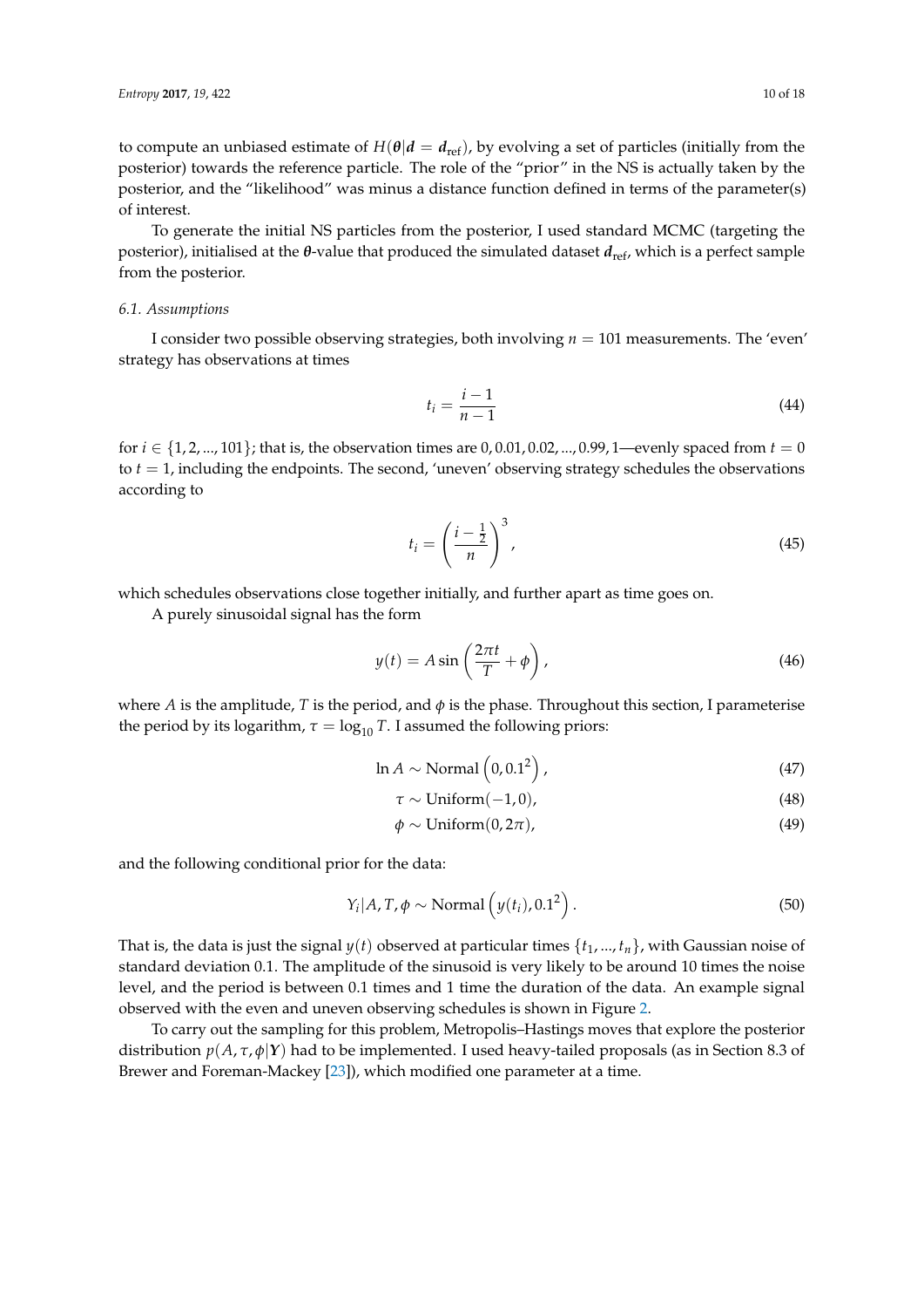to compute an unbiased estimate of $H(\boldsymbol{\theta}|\boldsymbol{d} = \boldsymbol{d}_{\text{ref}})$, by evolving a set of particles (initially from the posterior) towards the reference particle. The role of the "prior" in the NS is actually taken by the posterior, and the "likelihood" was minus a distance function defined in terms of the parameter(s) of interest.

To generate the initial NS particles from the posterior, I used standard MCMC (targeting the posterior), initialised at the $\boldsymbol{\theta}$-value that produced the simulated dataset $\boldsymbol{d}_{\text{ref}}$, which is a perfect sample from the posterior.

### 6.1. Assumptions

I consider two possible observing strategies, both involving $n = 101$ measurements. The 'even' strategy has observations at times

$$t_i = \frac{i-1}{n-1} \tag{44}$$

for $i \in \{1, 2, ..., 101\}$; that is, the observation times are $0, 0.01, 0.02, ..., 0.99, 1$—evenly spaced from $t = 0$ to $t = 1$, including the endpoints. The second, 'uneven' observing strategy schedules the observations according to

$$t_i = \left(\frac{i - \frac{1}{2}}{n}\right)^3, \tag{45}$$

which schedules observations close together initially, and further apart as time goes on.

A purely sinusoidal signal has the form

$$y(t) = A \sin\left(\frac{2\pi t}{T} + \phi\right), \tag{46}$$

where $A$ is the amplitude, $T$ is the period, and $\phi$ is the phase. Throughout this section, I parameterise the period by its logarithm, $\tau = \log_{10} T$. I assumed the following priors:

$$\ln A \sim \text{Normal}\left(0, 0.1^2\right), \tag{47}$$

$$\tau \sim \text{Uniform}(-1, 0), \tag{48}$$

$$\phi \sim \text{Uniform}(0, 2\pi), \tag{49}$$

and the following conditional prior for the data:

$$Y_i | A, T, \phi \sim \text{Normal}\left(y(t_i), 0.1^2\right). \tag{50}$$

That is, the data is just the signal $y(t)$ observed at particular times $\{t_1, ..., t_n\}$, with Gaussian noise of standard deviation 0.1. The amplitude of the sinusoid is very likely to be around 10 times the noise level, and the period is between 0.1 times and 1 time the duration of the data. An example signal observed with the even and uneven observing schedules is shown in Figure 2.

To carry out the sampling for this problem, Metropolis–Hastings moves that explore the posterior distribution $p(A, \tau, \phi|\boldsymbol{Y})$ had to be implemented. I used heavy-tailed proposals (as in Section 8.3 of Brewer and Foreman-Mackey [23]), which modified one parameter at a time.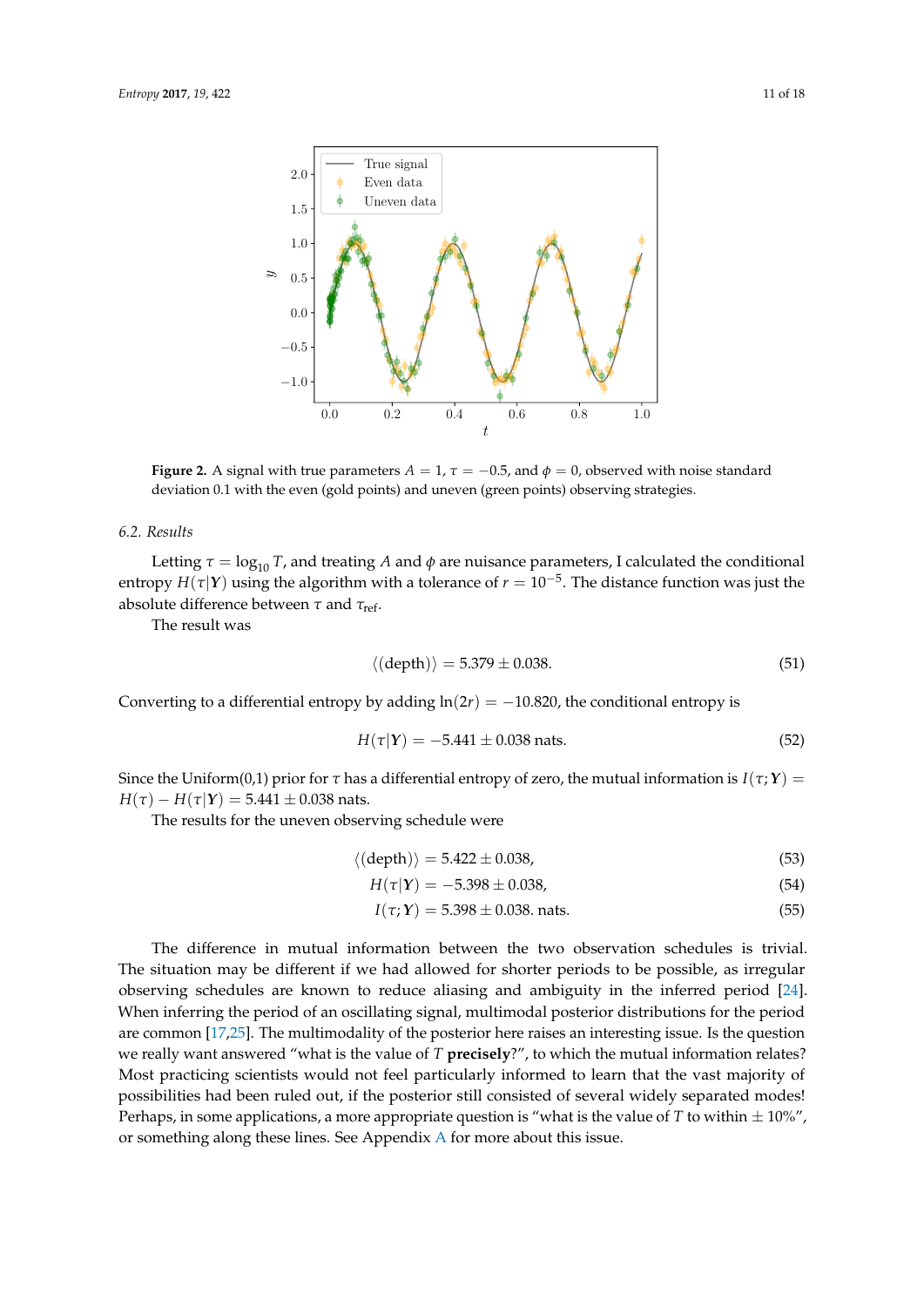**Figure 2.** A signal with true parameters $A = 1$, $\tau = -0.5$, and $\phi = 0$, observed with noise standard deviation 0.1 with the even (gold points) and uneven (green points) observing strategies.

### 6.2. Results

Letting $\tau = \log_{10} T$, and treating $A$ and $\phi$ are nuisance parameters, I calculated the conditional entropy $H(\tau|\boldsymbol{Y})$ using the algorithm with a tolerance of $r = 10^{-5}$. The distance function was just the absolute difference between $\tau$ and $\tau_{\text{ref}}$.

The result was

$$\langle(\text{depth})\rangle = 5.379 \pm 0.038. \tag{51}$$

Converting to a differential entropy by adding $\ln(2r) = -10.820$, the conditional entropy is

$$H(\tau|\boldsymbol{Y}) = -5.441 \pm 0.038 \text{ nats.} \tag{52}$$

Since the Uniform(0,1) prior for $\tau$ has a differential entropy of zero, the mutual information is $I(\tau;\boldsymbol{Y}) = H(\tau) - H(\tau|\boldsymbol{Y}) = 5.441 \pm 0.038$ nats.

The results for the uneven observing schedule were

$$\langle(\text{depth})\rangle = 5.422 \pm 0.038, \tag{53}$$

$$H(\tau|\boldsymbol{Y}) = -5.398 \pm 0.038, \tag{54}$$

$$I(\tau;\boldsymbol{Y}) = 5.398 \pm 0.038. \text{ nats.} \tag{55}$$

The difference in mutual information between the two observation schedules is trivial. The situation may be different if we had allowed for shorter periods to be possible, as irregular observing schedules are known to reduce aliasing and ambiguity in the inferred period [24]. When inferring the period of an oscillating signal, multimodal posterior distributions for the period are common [17,25]. The multimodality of the posterior here raises an interesting issue. Is the question we really want answered "what is the value of $T$ **precisely**?", to which the mutual information relates? Most practicing scientists would not feel particularly informed to learn that the vast majority of possibilities had been ruled out, if the posterior still consisted of several widely separated modes! Perhaps, in some applications, a more appropriate question is "what is the value of $T$ to within $\pm$ 10%", or something along these lines. See Appendix A for more about this issue.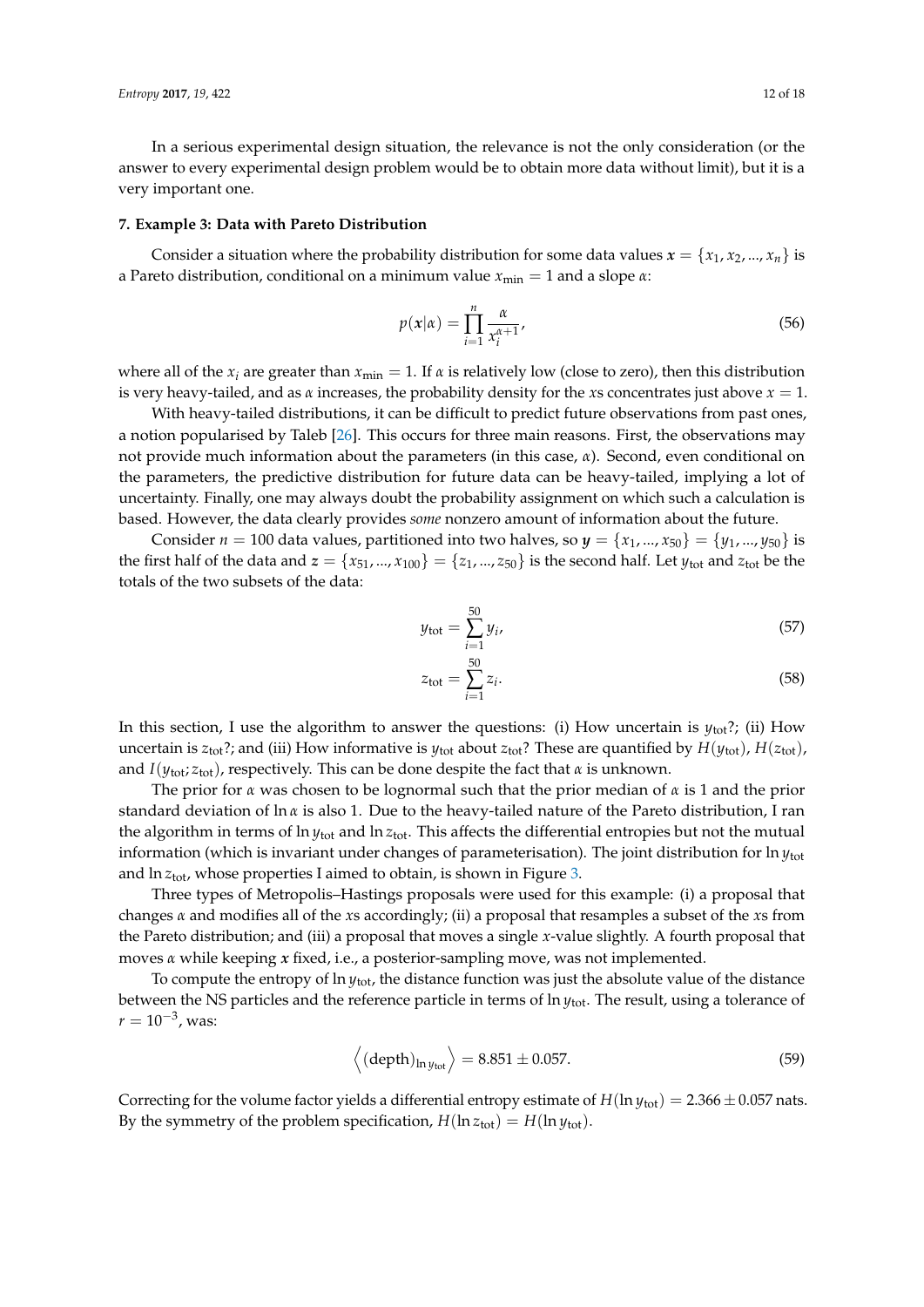In a serious experimental design situation, the relevance is not the only consideration (or the answer to every experimental design problem would be to obtain more data without limit), but it is a very important one.

## 7. Example 3: Data with Pareto Distribution

Consider a situation where the probability distribution for some data values $\boldsymbol{x} = \{x_1, x_2, ..., x_n\}$ is a Pareto distribution, conditional on a minimum value $x_{\text{min}} = 1$ and a slope $\alpha$:

$$p(\boldsymbol{x}|\alpha) = \prod_{i=1}^{n} \frac{\alpha}{x_i^{\alpha+1}}, \tag{56}$$

where all of the $x_i$ are greater than $x_{\text{min}} = 1$. If $\alpha$ is relatively low (close to zero), then this distribution is very heavy-tailed, and as $\alpha$ increases, the probability density for the $x$s concentrates just above $x = 1$.

With heavy-tailed distributions, it can be difficult to predict future observations from past ones, a notion popularised by Taleb [26]. This occurs for three main reasons. First, the observations may not provide much information about the parameters (in this case, $\alpha$). Second, even conditional on the parameters, the predictive distribution for future data can be heavy-tailed, implying a lot of uncertainty. Finally, one may always doubt the probability assignment on which such a calculation is based. However, the data clearly provides *some* nonzero amount of information about the future.

Consider $n = 100$ data values, partitioned into two halves, so $\boldsymbol{y} = \{x_1, ..., x_{50}\} = \{y_1, ..., y_{50}\}$ is the first half of the data and $\boldsymbol{z} = \{x_{51}, ..., x_{100}\} = \{z_1, ..., z_{50}\}$ is the second half. Let $y_{\text{tot}}$ and $z_{\text{tot}}$ be the totals of the two subsets of the data:

$$y_{\text{tot}} = \sum_{i=1}^{50} y_i, \tag{57}$$

$$z_{\text{tot}} = \sum_{i=1}^{50} z_i. \tag{58}$$

In this section, I use the algorithm to answer the questions: (i) How uncertain is $y_{\text{tot}}$?; (ii) How uncertain is $z_{\text{tot}}$?; and (iii) How informative is $y_{\text{tot}}$ about $z_{\text{tot}}$? These are quantified by $H(y_{\text{tot}})$, $H(z_{\text{tot}})$, and $I(y_{\text{tot}}; z_{\text{tot}})$, respectively. This can be done despite the fact that $\alpha$ is unknown.

The prior for $\alpha$ was chosen to be lognormal such that the prior median of $\alpha$ is 1 and the prior standard deviation of $\ln \alpha$ is also 1. Due to the heavy-tailed nature of the Pareto distribution, I ran the algorithm in terms of $\ln y_{\text{tot}}$ and $\ln z_{\text{tot}}$. This affects the differential entropies but not the mutual information (which is invariant under changes of parameterisation). The joint distribution for $\ln y_{\text{tot}}$ and $\ln z_{\text{tot}}$, whose properties I aimed to obtain, is shown in Figure 3.

Three types of Metropolis–Hastings proposals were used for this example: (i) a proposal that changes $\alpha$ and modifies all of the $x$s accordingly; (ii) a proposal that resamples a subset of the $x$s from the Pareto distribution; and (iii) a proposal that moves a single $x$-value slightly. A fourth proposal that moves $\alpha$ while keeping $\boldsymbol{x}$ fixed, i.e., a posterior-sampling move, was not implemented.

To compute the entropy of $\ln y_{\text{tot}}$, the distance function was just the absolute value of the distance between the NS particles and the reference particle in terms of $\ln y_{\text{tot}}$. The result, using a tolerance of $r = 10^{-3}$, was:

$$\left\langle (\text{depth})_{\ln y_{\text{tot}}} \right\rangle = 8.851 \pm 0.057. \tag{59}$$

Correcting for the volume factor yields a differential entropy estimate of $H(\ln y_{\text{tot}}) = 2.366 \pm 0.057$ nats. By the symmetry of the problem specification, $H(\ln z_{\text{tot}}) = H(\ln y_{\text{tot}})$.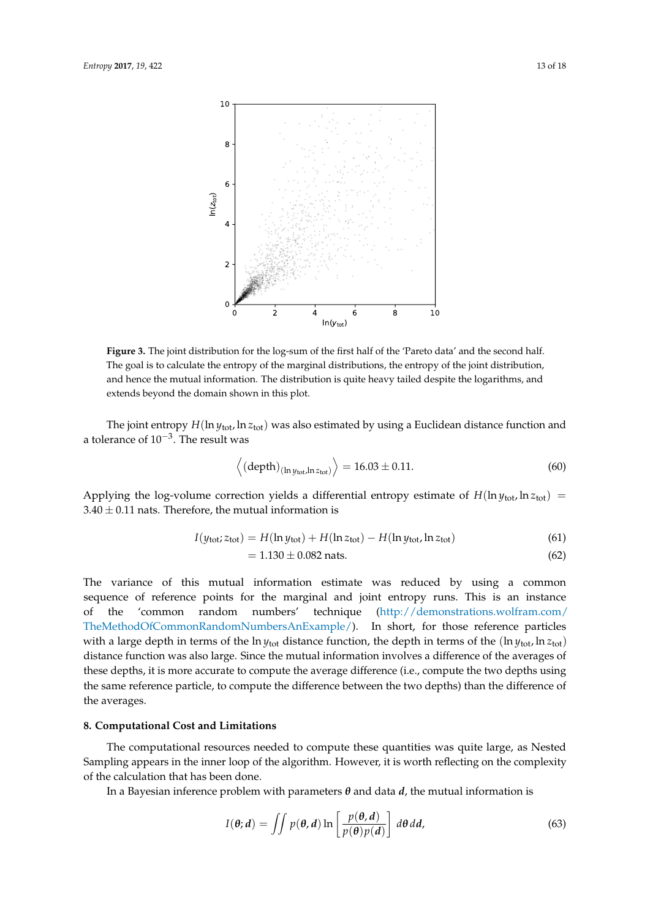**Figure 3.** The joint distribution for the log-sum of the first half of the 'Pareto data' and the second half. The goal is to calculate the entropy of the marginal distributions, the entropy of the joint distribution, and hence the mutual information. The distribution is quite heavy tailed despite the logarithms, and extends beyond the domain shown in this plot.

The joint entropy $H(\ln y_{\text{tot}}, \ln z_{\text{tot}})$ was also estimated by using a Euclidean distance function and a tolerance of $10^{-3}$. The result was

$$\left\langle (\text{depth})_{(\ln y_{\text{tot}}, \ln z_{\text{tot}})} \right\rangle = 16.03 \pm 0.11. \tag{60}$$

Applying the log-volume correction yields a differential entropy estimate of $H(\ln y_{\text{tot}}, \ln z_{\text{tot}}) = 3.40 \pm 0.11$ nats. Therefore, the mutual information is

$$I(y_{\text{tot}}; z_{\text{tot}}) = H(\ln y_{\text{tot}}) + H(\ln z_{\text{tot}}) - H(\ln y_{\text{tot}}, \ln z_{\text{tot}}) \tag{61}$$

$$= 1.130 \pm 0.082 \text{ nats}. \tag{62}$$

The variance of this mutual information estimate was reduced by using a common sequence of reference points for the marginal and joint entropy runs. This is an instance of the 'common random numbers' technique (http://demonstrations.wolfram.com/TheMethodOfCommonRandomNumbersAnExample/). In short, for those reference particles with a large depth in terms of the $\ln y_{\text{tot}}$ distance function, the depth in terms of the $(\ln y_{\text{tot}}, \ln z_{\text{tot}})$ distance function was also large. Since the mutual information involves a difference of the averages of these depths, it is more accurate to compute the average difference (i.e., compute the two depths using the same reference particle, to compute the difference between the two depths) than the difference of the averages.

## 8. Computational Cost and Limitations

The computational resources needed to compute these quantities was quite large, as Nested Sampling appears in the inner loop of the algorithm. However, it is worth reflecting on the complexity of the calculation that has been done.

In a Bayesian inference problem with parameters $\boldsymbol{\theta}$ and data $\boldsymbol{d}$, the mutual information is

$$I(\boldsymbol{\theta}; \boldsymbol{d}) = \iint p(\boldsymbol{\theta}, \boldsymbol{d}) \ln \left[ \frac{p(\boldsymbol{\theta}, \boldsymbol{d})}{p(\boldsymbol{\theta}) p(\boldsymbol{d})} \right] d\boldsymbol{\theta}\, d\boldsymbol{d}, \tag{63}$$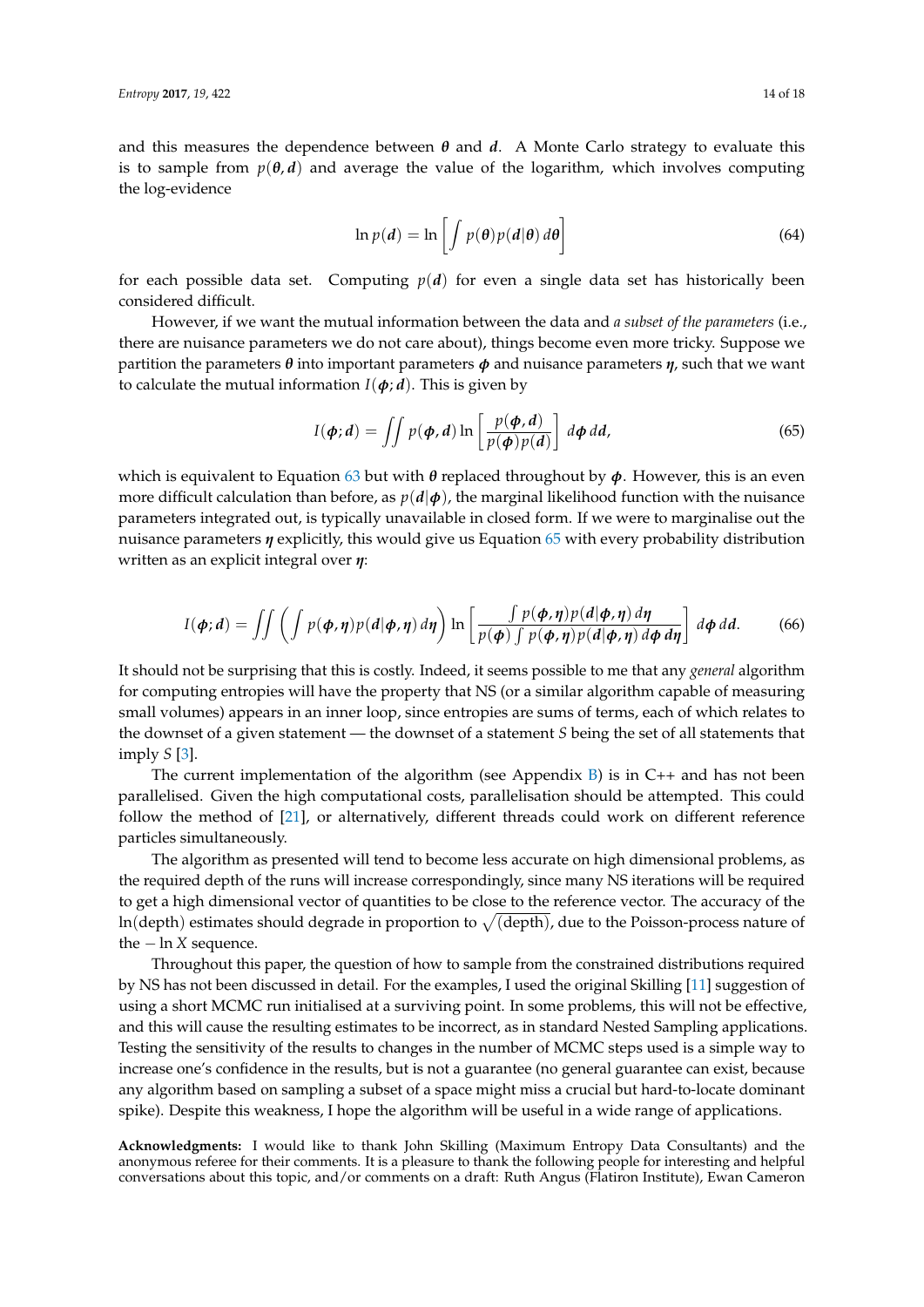and this measures the dependence between $\boldsymbol{\theta}$ and $\boldsymbol{d}$. A Monte Carlo strategy to evaluate this is to sample from $p(\boldsymbol{\theta}, \boldsymbol{d})$ and average the value of the logarithm, which involves computing the log-evidence

$$\ln p(\boldsymbol{d}) = \ln \left[ \int p(\boldsymbol{\theta}) p(\boldsymbol{d}|\boldsymbol{\theta})\, d\boldsymbol{\theta} \right] \tag{64}$$

for each possible data set. Computing $p(\boldsymbol{d})$ for even a single data set has historically been considered difficult.

However, if we want the mutual information between the data and *a subset of the parameters* (i.e., there are nuisance parameters we do not care about), things become even more tricky. Suppose we partition the parameters $\boldsymbol{\theta}$ into important parameters $\boldsymbol{\phi}$ and nuisance parameters $\boldsymbol{\eta}$, such that we want to calculate the mutual information $I(\boldsymbol{\phi}; \boldsymbol{d})$. This is given by

$$I(\boldsymbol{\phi}; \boldsymbol{d}) = \iint p(\boldsymbol{\phi}, \boldsymbol{d}) \ln \left[ \frac{p(\boldsymbol{\phi}, \boldsymbol{d})}{p(\boldsymbol{\phi})p(\boldsymbol{d})} \right] \, d\boldsymbol{\phi}\, d\boldsymbol{d}, \tag{65}$$

which is equivalent to Equation 63 but with $\boldsymbol{\theta}$ replaced throughout by $\boldsymbol{\phi}$. However, this is an even more difficult calculation than before, as $p(\boldsymbol{d}|\boldsymbol{\phi})$, the marginal likelihood function with the nuisance parameters integrated out, is typically unavailable in closed form. If we were to marginalise out the nuisance parameters $\boldsymbol{\eta}$ explicitly, this would give us Equation 65 with every probability distribution written as an explicit integral over $\boldsymbol{\eta}$:

$$I(\boldsymbol{\phi}; \boldsymbol{d}) = \iint \left( \int p(\boldsymbol{\phi}, \boldsymbol{\eta}) p(\boldsymbol{d}|\boldsymbol{\phi}, \boldsymbol{\eta})\, d\boldsymbol{\eta} \right) \ln \left[ \frac{\int p(\boldsymbol{\phi}, \boldsymbol{\eta}) p(\boldsymbol{d}|\boldsymbol{\phi}, \boldsymbol{\eta})\, d\boldsymbol{\eta}}{p(\boldsymbol{\phi}) \int p(\boldsymbol{\phi}, \boldsymbol{\eta}) p(\boldsymbol{d}|\boldsymbol{\phi}, \boldsymbol{\eta})\, d\boldsymbol{\phi}\, d\boldsymbol{\eta}} \right] \, d\boldsymbol{\phi}\, d\boldsymbol{d}. \tag{66}$$

It should not be surprising that this is costly. Indeed, it seems possible to me that any *general* algorithm for computing entropies will have the property that NS (or a similar algorithm capable of measuring small volumes) appears in an inner loop, since entropies are sums of terms, each of which relates to the downset of a given statement — the downset of a statement $S$ being the set of all statements that imply $S$ [3].

The current implementation of the algorithm (see Appendix B) is in C++ and has not been parallelised. Given the high computational costs, parallelisation should be attempted. This could follow the method of [21], or alternatively, different threads could work on different reference particles simultaneously.

The algorithm as presented will tend to become less accurate on high dimensional problems, as the required depth of the runs will increase correspondingly, since many NS iterations will be required to get a high dimensional vector of quantities to be close to the reference vector. The accuracy of the ln(depth) estimates should degrade in proportion to $\sqrt{(\text{depth})}$, due to the Poisson-process nature of the $-\ln X$ sequence.

Throughout this paper, the question of how to sample from the constrained distributions required by NS has not been discussed in detail. For the examples, I used the original Skilling [11] suggestion of using a short MCMC run initialised at a surviving point. In some problems, this will not be effective, and this will cause the resulting estimates to be incorrect, as in standard Nested Sampling applications. Testing the sensitivity of the results to changes in the number of MCMC steps used is a simple way to increase one's confidence in the results, but is not a guarantee (no general guarantee can exist, because any algorithm based on sampling a subset of a space might miss a crucial but hard-to-locate dominant spike). Despite this weakness, I hope the algorithm will be useful in a wide range of applications.

**Acknowledgments:** I would like to thank John Skilling (Maximum Entropy Data Consultants) and the anonymous referee for their comments. It is a pleasure to thank the following people for interesting and helpful conversations about this topic, and/or comments on a draft: Ruth Angus (Flatiron Institute), Ewan Cameron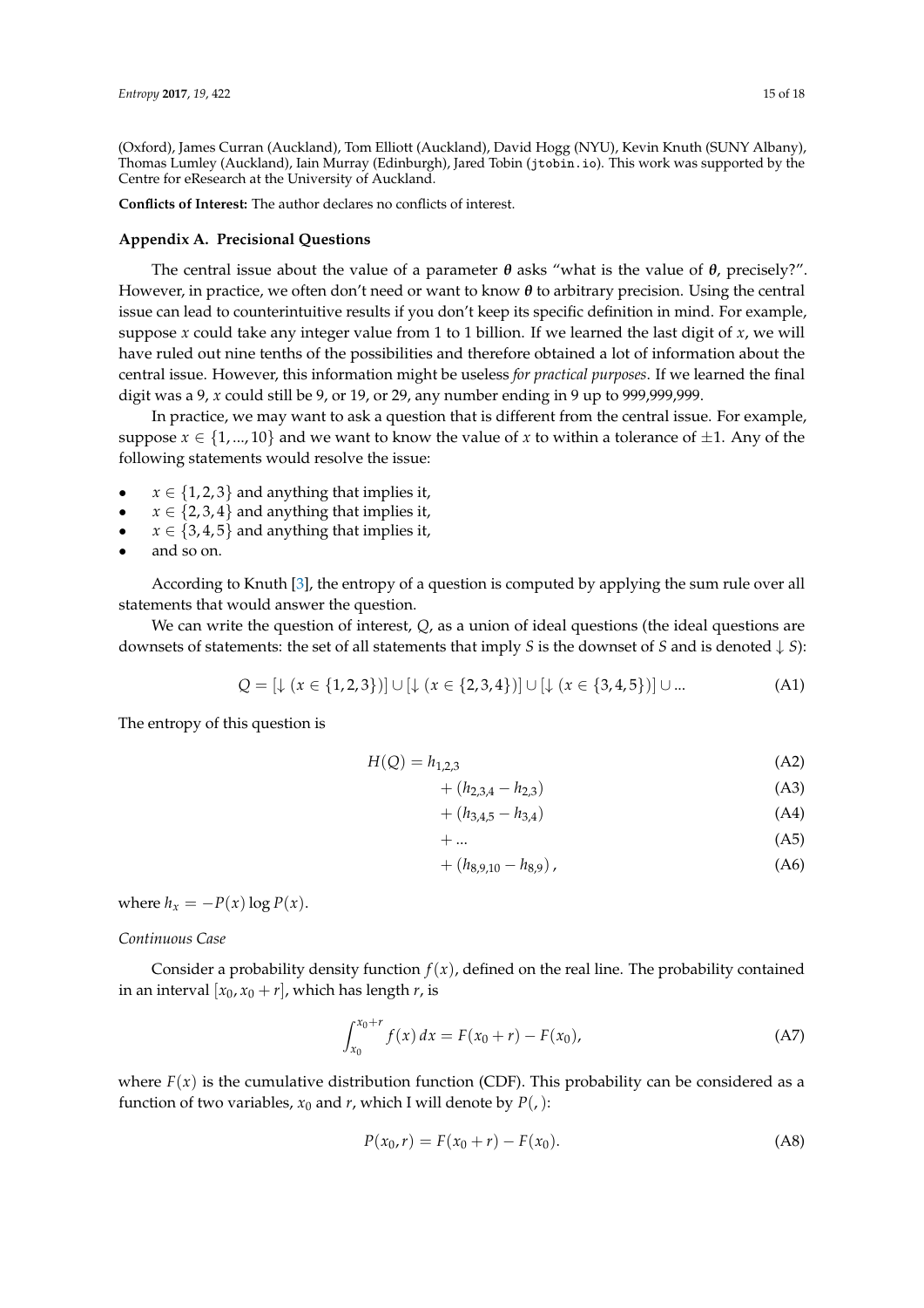(Oxford), James Curran (Auckland), Tom Elliott (Auckland), David Hogg (NYU), Kevin Knuth (SUNY Albany), Thomas Lumley (Auckland), Iain Murray (Edinburgh), Jared Tobin (`jtobin.io`). This work was supported by the Centre for eResearch at the University of Auckland.

**Conflicts of Interest:** The author declares no conflicts of interest.

## Appendix A. Precisional Questions

The central issue about the value of a parameter $\boldsymbol{\theta}$ asks "what is the value of $\boldsymbol{\theta}$, precisely?". However, in practice, we often don't need or want to know $\boldsymbol{\theta}$ to arbitrary precision. Using the central issue can lead to counterintuitive results if you don't keep its specific definition in mind. For example, suppose $x$ could take any integer value from 1 to 1 billion. If we learned the last digit of $x$, we will have ruled out nine tenths of the possibilities and therefore obtained a lot of information about the central issue. However, this information might be useless *for practical purposes*. If we learned the final digit was a 9, $x$ could still be 9, or 19, or 29, any number ending in 9 up to 999,999,999.

In practice, we may want to ask a question that is different from the central issue. For example, suppose $x \in \{1, ..., 10\}$ and we want to know the value of $x$ to within a tolerance of $\pm 1$. Any of the following statements would resolve the issue:

- $x \in \{1, 2, 3\}$ and anything that implies it,
- $x \in \{2, 3, 4\}$ and anything that implies it,
- $x \in \{3, 4, 5\}$ and anything that implies it,
- and so on.

According to Knuth [3], the entropy of a question is computed by applying the sum rule over all statements that would answer the question.

We can write the question of interest, $Q$, as a union of ideal questions (the ideal questions are downsets of statements: the set of all statements that imply $S$ is the downset of $S$ and is denoted $\downarrow S$):

$$Q = [\downarrow (x \in \{1, 2, 3\})] \cup [\downarrow (x \in \{2, 3, 4\})] \cup [\downarrow (x \in \{3, 4, 5\})] \cup ... \tag{A1}$$

The entropy of this question is

$$H(Q) = h_{1,2,3} \tag{A2}$$

$$+ (h_{2,3,4} - h_{2,3}) \tag{A3}$$

$$+ (h_{3,4,5} - h_{3,4}) \tag{A4}$$

$$+ ... \tag{A5}$$

$$+ (h_{8,9,10} - h_{8,9}), \tag{A6}$$

where $h_x = -P(x) \log P(x)$.

*Continuous Case*

Consider a probability density function $f(x)$, defined on the real line. The probability contained in an interval $[x_0, x_0 + r]$, which has length $r$, is

$$\int_{x_0}^{x_0+r} f(x)\, dx = F(x_0 + r) - F(x_0), \tag{A7}$$

where $F(x)$ is the cumulative distribution function (CDF). This probability can be considered as a function of two variables, $x_0$ and $r$, which I will denote by $P(,)$:

$$P(x_0, r) = F(x_0 + r) - F(x_0). \tag{A8}$$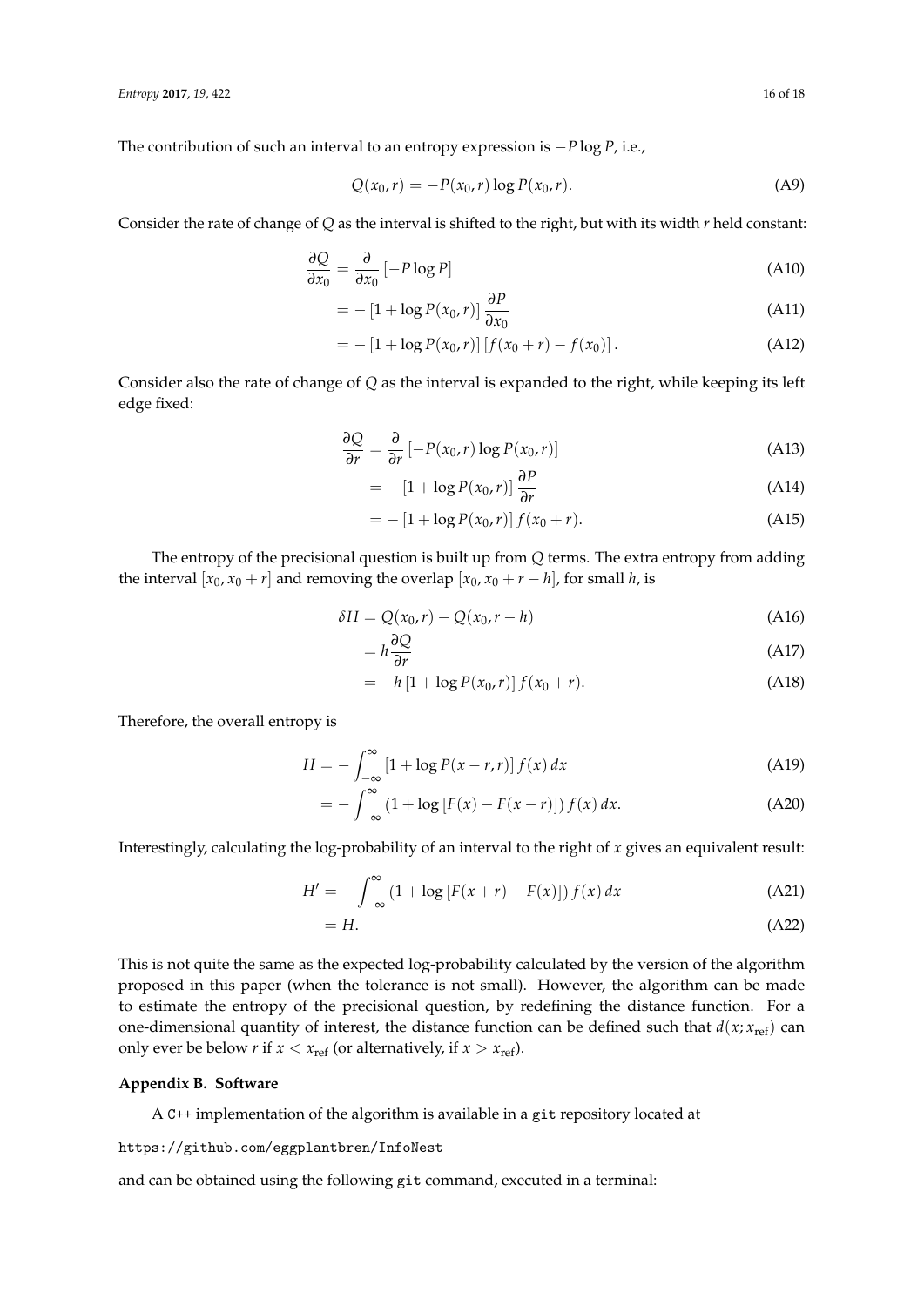The contribution of such an interval to an entropy expression is $-P \log P$, i.e.,

$$Q(x_0, r) = -P(x_0, r) \log P(x_0, r). \tag{A9}$$

Consider the rate of change of $Q$ as the interval is shifted to the right, but with its width $r$ held constant:

$$\frac{\partial Q}{\partial x_0} = \frac{\partial}{\partial x_0} \left[ -P \log P \right] \tag{A10}$$

$$= -\left[1 + \log P(x_0, r)\right] \frac{\partial P}{\partial x_0} \tag{A11}$$

$$= -\left[1 + \log P(x_0, r)\right] \left[ f(x_0 + r) - f(x_0) \right]. \tag{A12}$$

Consider also the rate of change of $Q$ as the interval is expanded to the right, while keeping its left edge fixed:

$$\frac{\partial Q}{\partial r} = \frac{\partial}{\partial r} \left[ -P(x_0, r) \log P(x_0, r) \right] \tag{A13}$$

$$= -\left[1 + \log P(x_0, r)\right] \frac{\partial P}{\partial r} \tag{A14}$$

$$= -\left[1 + \log P(x_0, r)\right] f(x_0 + r). \tag{A15}$$

The entropy of the precisional question is built up from $Q$ terms. The extra entropy from adding the interval $[x_0, x_0 + r]$ and removing the overlap $[x_0, x_0 + r - h]$, for small $h$, is

$$\delta H = Q(x_0, r) - Q(x_0, r - h) \tag{A16}$$

$$= h \frac{\partial Q}{\partial r} \tag{A17}$$

$$= -h \left[1 + \log P(x_0, r)\right] f(x_0 + r). \tag{A18}$$

Therefore, the overall entropy is

$$H = -\int_{-\infty}^{\infty} \left[1 + \log P(x - r, r)\right] f(x) \, dx \tag{A19}$$

$$= -\int_{-\infty}^{\infty} \left(1 + \log \left[F(x) - F(x - r)\right]\right) f(x) \, dx. \tag{A20}$$

Interestingly, calculating the log-probability of an interval to the right of $x$ gives an equivalent result:

$$H' = -\int_{-\infty}^{\infty} \left(1 + \log \left[F(x + r) - F(x)\right]\right) f(x) \, dx \tag{A21}$$

$$= H. \tag{A22}$$

This is not quite the same as the expected log-probability calculated by the version of the algorithm proposed in this paper (when the tolerance is not small). However, the algorithm can be made to estimate the entropy of the precisional question, by redefining the distance function. For a one-dimensional quantity of interest, the distance function can be defined such that $d(x; x_{\text{ref}})$ can only ever be below $r$ if $x < x_{\text{ref}}$ (or alternatively, if $x > x_{\text{ref}}$).

## Appendix B. Software

A C++ implementation of the algorithm is available in a git repository located at

https://github.com/eggplantbren/InfoNest

and can be obtained using the following git command, executed in a terminal: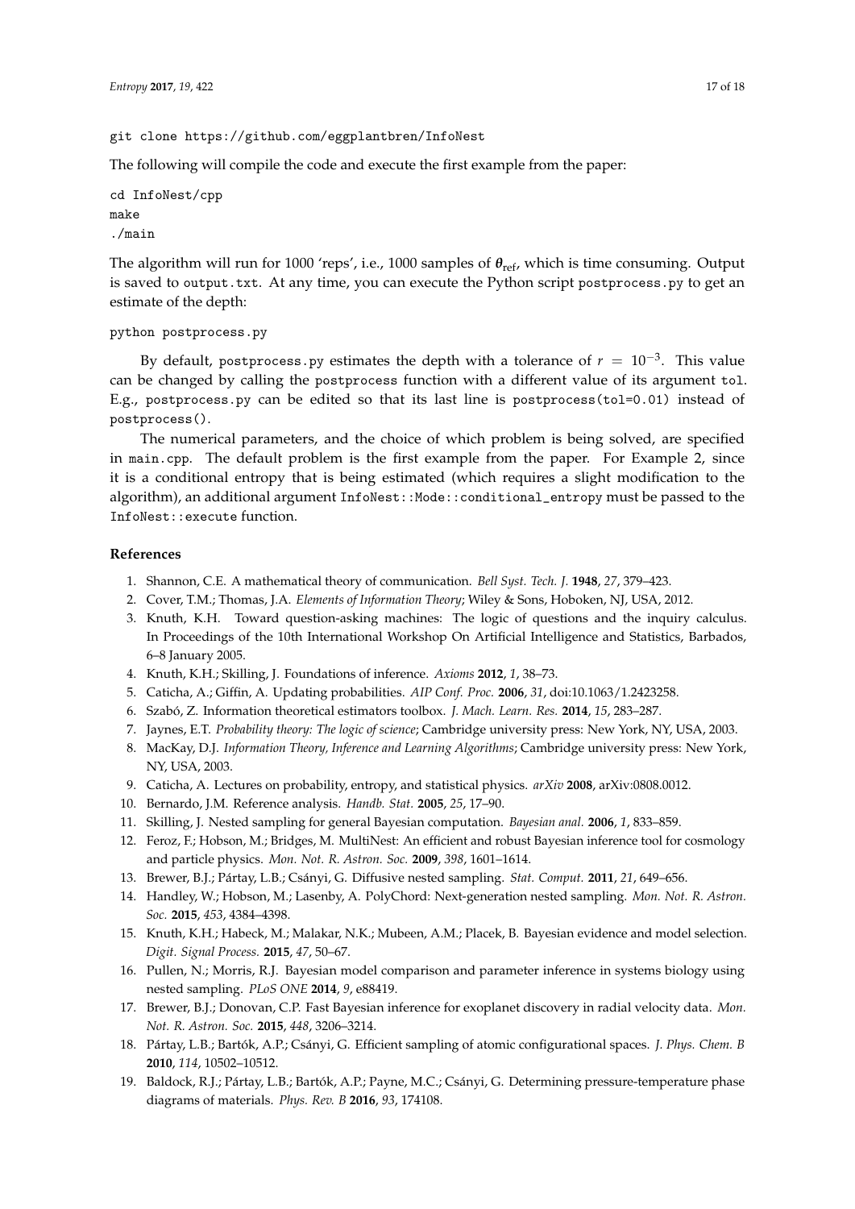```
git clone https://github.com/eggplantbren/InfoNest
```

The following will compile the code and execute the first example from the paper:

```
cd InfoNest/cpp
make
./main
```

The algorithm will run for 1000 'reps', i.e., 1000 samples of $\boldsymbol{\theta}_{\text{ref}}$, which is time consuming. Output is saved to `output.txt`. At any time, you can execute the Python script `postprocess.py` to get an estimate of the depth:

```
python postprocess.py
```

By default, `postprocess.py` estimates the depth with a tolerance of $r = 10^{-3}$. This value can be changed by calling the `postprocess` function with a different value of its argument `tol`. E.g., `postprocess.py` can be edited so that its last line is `postprocess(tol=0.01)` instead of `postprocess()`.

The numerical parameters, and the choice of which problem is being solved, are specified in `main.cpp`. The default problem is the first example from the paper. For Example 2, since it is a conditional entropy that is being estimated (which requires a slight modification to the algorithm), an additional argument `InfoNest::Mode::conditional_entropy` must be passed to the `InfoNest::execute` function.

## References

1. Shannon, C.E. A mathematical theory of communication. *Bell Syst. Tech. J.* **1948**, *27*, 379–423.
2. Cover, T.M.; Thomas, J.A. *Elements of Information Theory*; Wiley & Sons, Hoboken, NJ, USA, 2012.
3. Knuth, K.H. Toward question-asking machines: The logic of questions and the inquiry calculus. In Proceedings of the 10th International Workshop On Artificial Intelligence and Statistics, Barbados, 6–8 January 2005.
4. Knuth, K.H.; Skilling, J. Foundations of inference. *Axioms* **2012**, *1*, 38–73.
5. Caticha, A.; Giffin, A. Updating probabilities. *AIP Conf. Proc.* **2006**, *31*, doi:10.1063/1.2423258.
6. Szabó, Z. Information theoretical estimators toolbox. *J. Mach. Learn. Res.* **2014**, *15*, 283–287.
7. Jaynes, E.T. *Probability theory: The logic of science*; Cambridge university press: New York, NY, USA, 2003.
8. MacKay, D.J. *Information Theory, Inference and Learning Algorithms*; Cambridge university press: New York, NY, USA, 2003.
9. Caticha, A. Lectures on probability, entropy, and statistical physics. *arXiv* **2008**, arXiv:0808.0012.
10. Bernardo, J.M. Reference analysis. *Handb. Stat.* **2005**, *25*, 17–90.
11. Skilling, J. Nested sampling for general Bayesian computation. *Bayesian anal.* **2006**, *1*, 833–859.
12. Feroz, F.; Hobson, M.; Bridges, M. MultiNest: An efficient and robust Bayesian inference tool for cosmology and particle physics. *Mon. Not. R. Astron. Soc.* **2009**, *398*, 1601–1614.
13. Brewer, B.J.; Pártay, L.B.; Csányi, G. Diffusive nested sampling. *Stat. Comput.* **2011**, *21*, 649–656.
14. Handley, W.; Hobson, M.; Lasenby, A. PolyChord: Next-generation nested sampling. *Mon. Not. R. Astron. Soc.* **2015**, *453*, 4384–4398.
15. Knuth, K.H.; Habeck, M.; Malakar, N.K.; Mubeen, A.M.; Placek, B. Bayesian evidence and model selection. *Digit. Signal Process.* **2015**, *47*, 50–67.
16. Pullen, N.; Morris, R.J. Bayesian model comparison and parameter inference in systems biology using nested sampling. *PLoS ONE* **2014**, *9*, e88419.
17. Brewer, B.J.; Donovan, C.P. Fast Bayesian inference for exoplanet discovery in radial velocity data. *Mon. Not. R. Astron. Soc.* **2015**, *448*, 3206–3214.
18. Pártay, L.B.; Bartók, A.P.; Csányi, G. Efficient sampling of atomic configurational spaces. *J. Phys. Chem. B* **2010**, *114*, 10502–10512.
19. Baldock, R.J.; Pártay, L.B.; Bartók, A.P.; Payne, M.C.; Csányi, G. Determining pressure-temperature phase diagrams of materials. *Phys. Rev. B* **2016**, *93*, 174108.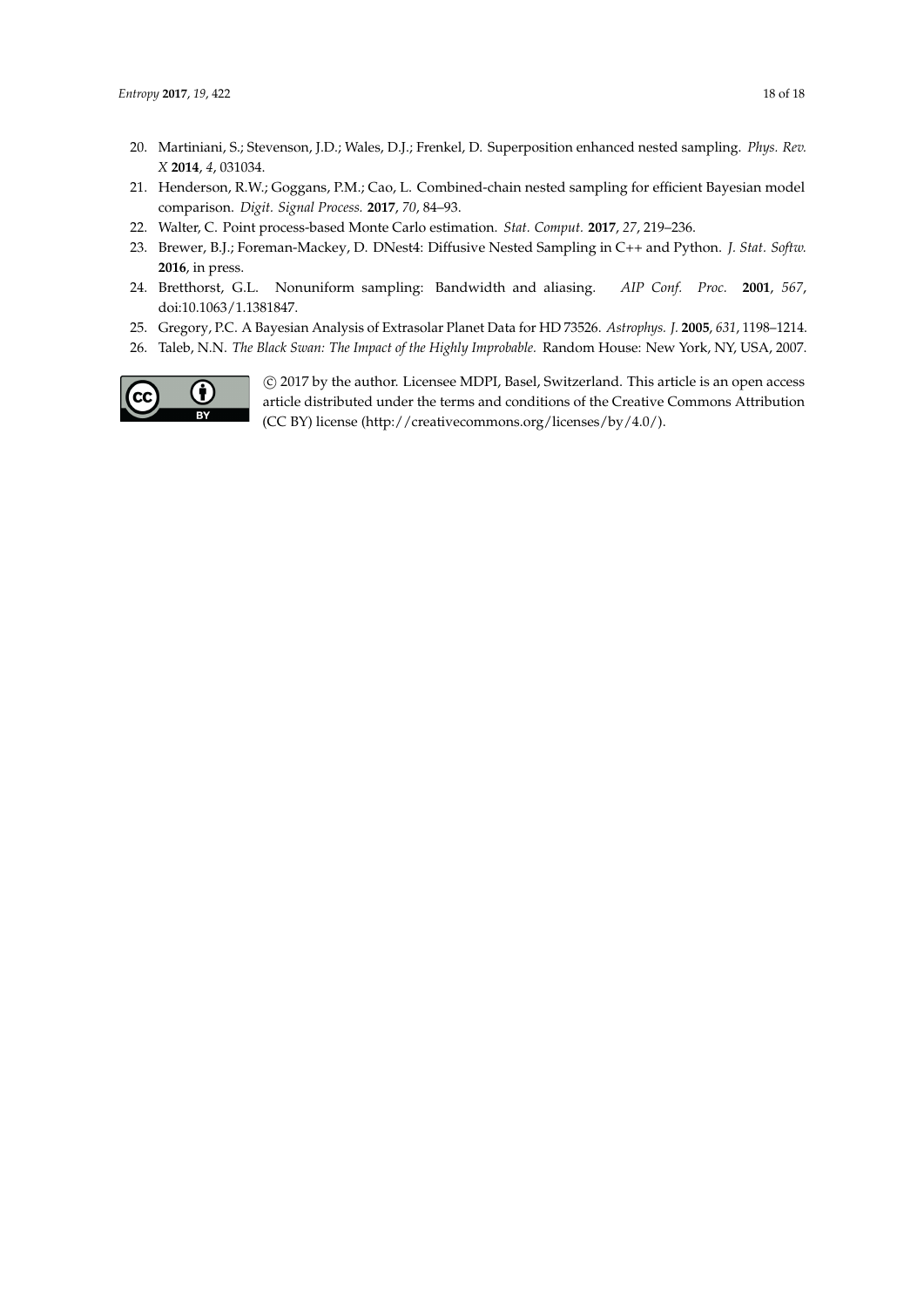20. Martiniani, S.; Stevenson, J.D.; Wales, D.J.; Frenkel, D. Superposition enhanced nested sampling. *Phys. Rev. X* **2014**, *4*, 031034.
21. Henderson, R.W.; Goggans, P.M.; Cao, L. Combined-chain nested sampling for efficient Bayesian model comparison. *Digit. Signal Process.* **2017**, *70*, 84–93.
22. Walter, C. Point process-based Monte Carlo estimation. *Stat. Comput.* **2017**, *27*, 219–236.
23. Brewer, B.J.; Foreman-Mackey, D. DNest4: Diffusive Nested Sampling in C++ and Python. *J. Stat. Softw.* **2016**, in press.
24. Bretthorst, G.L. Nonuniform sampling: Bandwidth and aliasing. *AIP Conf. Proc.* **2001**, *567*, doi:10.1063/1.1381847.
25. Gregory, P.C. A Bayesian Analysis of Extrasolar Planet Data for HD 73526. *Astrophys. J.* **2005**, *631*, 1198–1214.
26. Taleb, N.N. *The Black Swan: The Impact of the Highly Improbable.* Random House: New York, NY, USA, 2007.

© 2017 by the author. Licensee MDPI, Basel, Switzerland. This article is an open access article distributed under the terms and conditions of the Creative Commons Attribution (CC BY) license (http://creativecommons.org/licenses/by/4.0/).